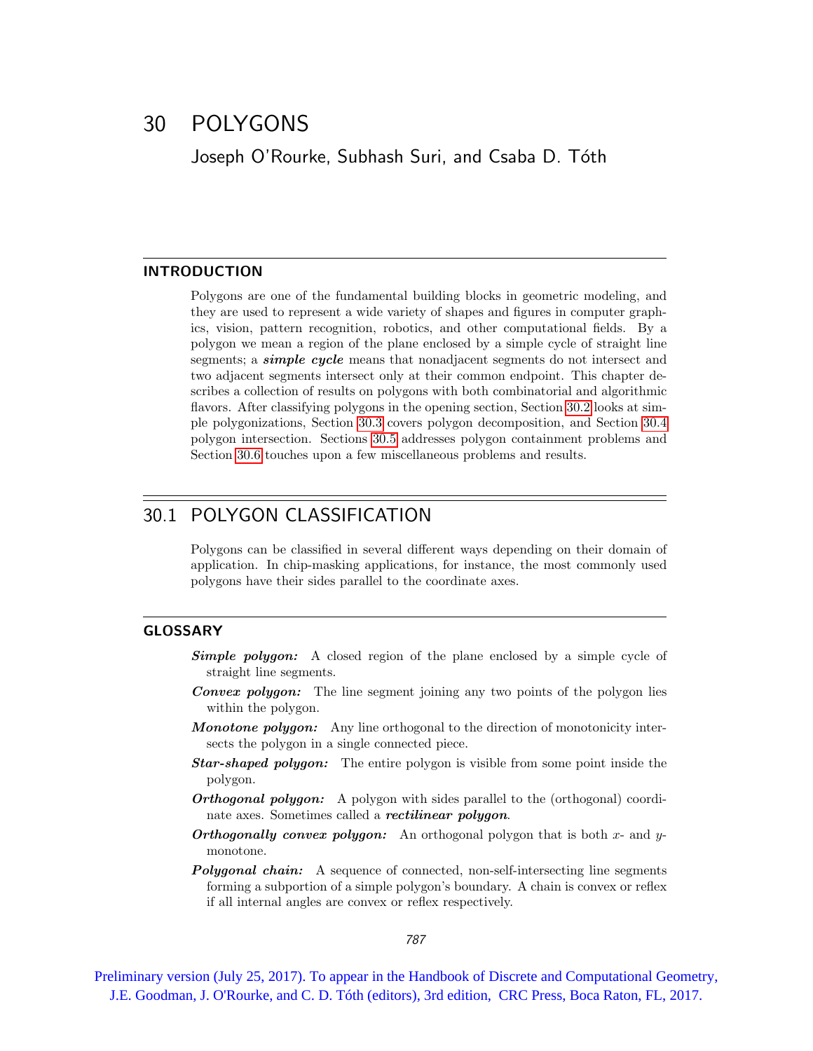# 30 POLYGONS

Joseph O'Rourke, Subhash Suri, and Csaba D. Tóth

## INTRODUCTION

Polygons are one of the fundamental building blocks in geometric modeling, and they are used to represent a wide variety of shapes and figures in computer graphics, vision, pattern recognition, robotics, and other computational fields. By a polygon we mean a region of the plane enclosed by a simple cycle of straight line segments; a ***simple cycle*** means that nonadjacent segments do not intersect and two adjacent segments intersect only at their common endpoint. This chapter describes a collection of results on polygons with both combinatorial and algorithmic flavors. After classifying polygons in the opening section, Section 30.2 looks at simple polygonizations, Section 30.3 covers polygon decomposition, and Section 30.4 polygon intersection. Sections 30.5 addresses polygon containment problems and Section 30.6 touches upon a few miscellaneous problems and results.

## 30.1 POLYGON CLASSIFICATION

Polygons can be classified in several different ways depending on their domain of application. In chip-masking applications, for instance, the most commonly used polygons have their sides parallel to the coordinate axes.

### GLOSSARY

***Simple polygon:*** A closed region of the plane enclosed by a simple cycle of straight line segments.

***Convex polygon:*** The line segment joining any two points of the polygon lies within the polygon.

***Monotone polygon:*** Any line orthogonal to the direction of monotonicity intersects the polygon in a single connected piece.

***Star-shaped polygon:*** The entire polygon is visible from some point inside the polygon.

***Orthogonal polygon:*** A polygon with sides parallel to the (orthogonal) coordinate axes. Sometimes called a ***rectilinear polygon***.

***Orthogonally convex polygon:*** An orthogonal polygon that is both $x$- and $y$-monotone.

***Polygonal chain:*** A sequence of connected, non-self-intersecting line segments forming a subportion of a simple polygon's boundary. A chain is convex or reflex if all internal angles are convex or reflex respectively.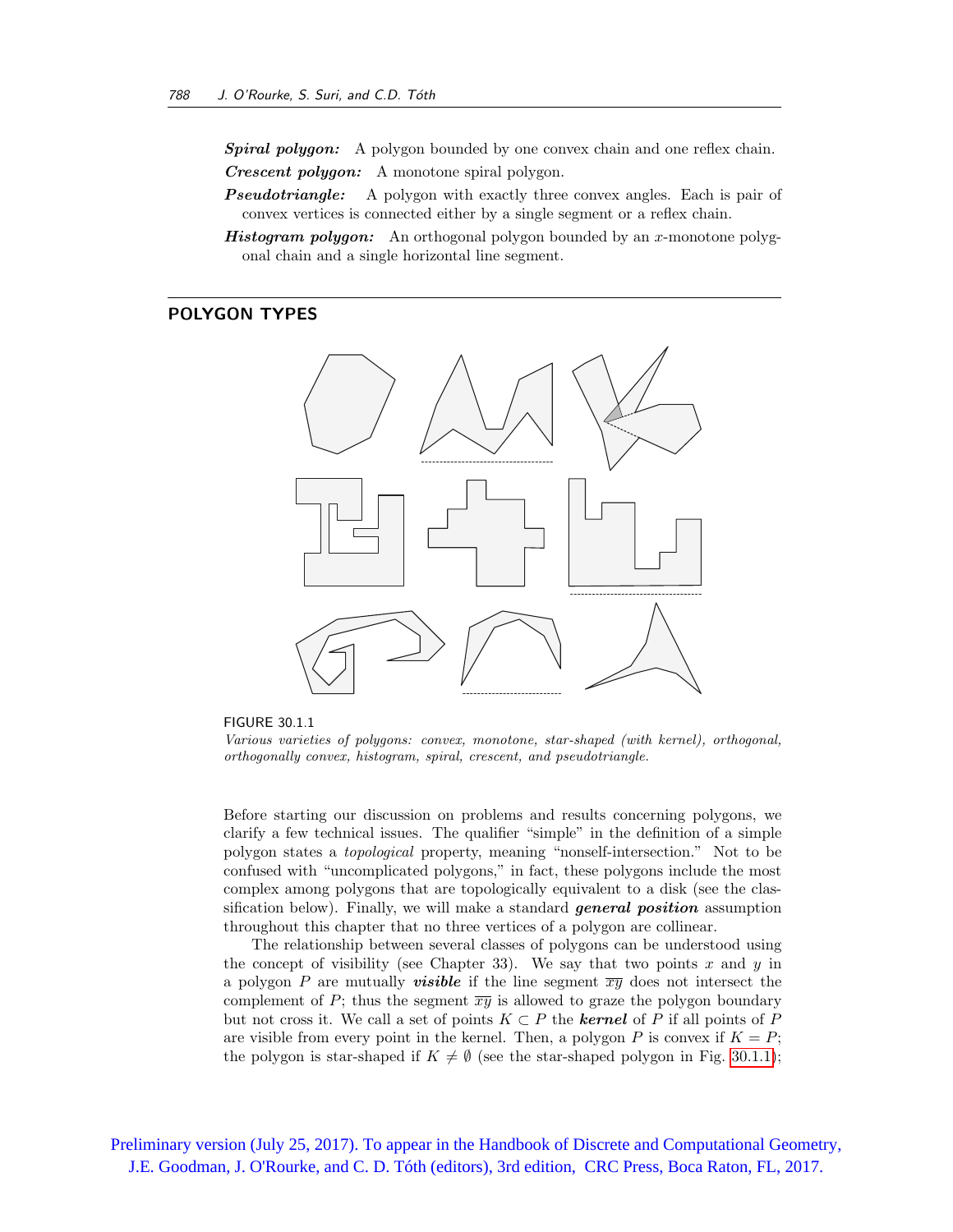***Spiral polygon:*** A polygon bounded by one convex chain and one reflex chain.

***Crescent polygon:*** A monotone spiral polygon.

***Pseudotriangle:*** A polygon with exactly three convex angles. Each is pair of convex vertices is connected either by a single segment or a reflex chain.

***Histogram polygon:*** An orthogonal polygon bounded by an $x$-monotone polygonal chain and a single horizontal line segment.

## POLYGON TYPES

FIGURE 30.1.1

*Various varieties of polygons: convex, monotone, star-shaped (with kernel), orthogonal, orthogonally convex, histogram, spiral, crescent, and pseudotriangle.*

Before starting our discussion on problems and results concerning polygons, we clarify a few technical issues. The qualifier "simple" in the definition of a simple polygon states a *topological* property, meaning "nonself-intersection." Not to be confused with "uncomplicated polygons," in fact, these polygons include the most complex among polygons that are topologically equivalent to a disk (see the classification below). Finally, we will make a standard ***general position*** assumption throughout this chapter that no three vertices of a polygon are collinear.

The relationship between several classes of polygons can be understood using the concept of visibility (see Chapter 33). We say that two points $x$ and $y$ in a polygon $P$ are mutually ***visible*** if the line segment $\overline{xy}$ does not intersect the complement of $P$; thus the segment $\overline{xy}$ is allowed to graze the polygon boundary but not cross it. We call a set of points $K \subset P$ the ***kernel*** of $P$ if all points of $P$ are visible from every point in the kernel. Then, a polygon $P$ is convex if $K = P$; the polygon is star-shaped if $K \neq \emptyset$ (see the star-shaped polygon in Fig. 30.1.1);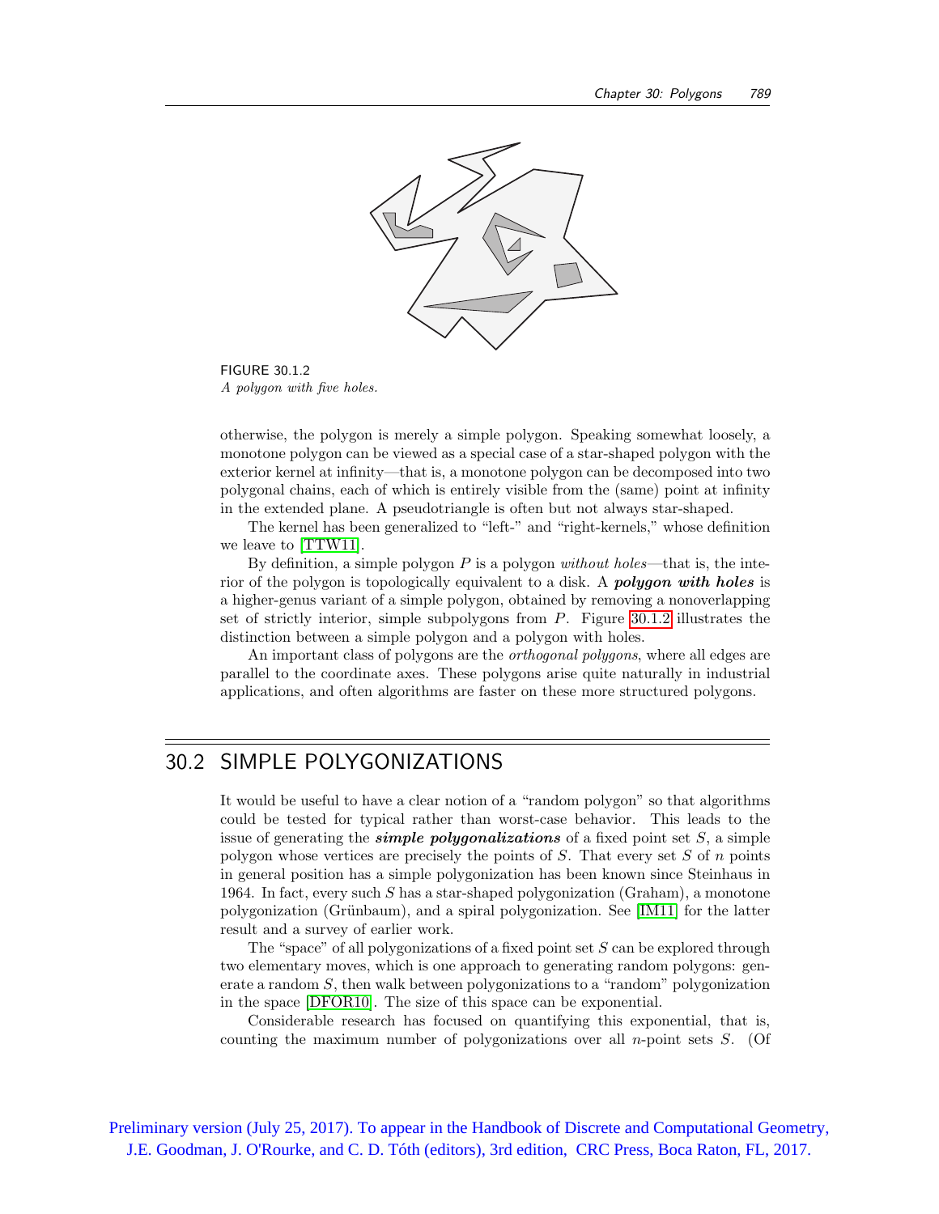FIGURE 30.1.2
*A polygon with five holes.*

otherwise, the polygon is merely a simple polygon. Speaking somewhat loosely, a monotone polygon can be viewed as a special case of a star-shaped polygon with the exterior kernel at infinity—that is, a monotone polygon can be decomposed into two polygonal chains, each of which is entirely visible from the (same) point at infinity in the extended plane. A pseudotriangle is often but not always star-shaped.

The kernel has been generalized to "left-" and "right-kernels," whose definition we leave to [TTW11].

By definition, a simple polygon $P$ is a polygon *without holes*—that is, the interior of the polygon is topologically equivalent to a disk. A ***polygon with holes*** is a higher-genus variant of a simple polygon, obtained by removing a nonoverlapping set of strictly interior, simple subpolygons from $P$. Figure 30.1.2 illustrates the distinction between a simple polygon and a polygon with holes.

An important class of polygons are the *orthogonal polygons*, where all edges are parallel to the coordinate axes. These polygons arise quite naturally in industrial applications, and often algorithms are faster on these more structured polygons.

## 30.2 SIMPLE POLYGONIZATIONS

It would be useful to have a clear notion of a "random polygon" so that algorithms could be tested for typical rather than worst-case behavior. This leads to the issue of generating the ***simple polygonalizations*** of a fixed point set $S$, a simple polygon whose vertices are precisely the points of $S$. That every set $S$ of $n$ points in general position has a simple polygonization has been known since Steinhaus in 1964. In fact, every such $S$ has a star-shaped polygonization (Graham), a monotone polygonization (Grünbaum), and a spiral polygonization. See [IM11] for the latter result and a survey of earlier work.

The "space" of all polygonizations of a fixed point set $S$ can be explored through two elementary moves, which is one approach to generating random polygons: generate a random $S$, then walk between polygonizations to a "random" polygonization in the space [DFOR10]. The size of this space can be exponential.

Considerable research has focused on quantifying this exponential, that is, counting the maximum number of polygonizations over all $n$-point sets $S$. (Of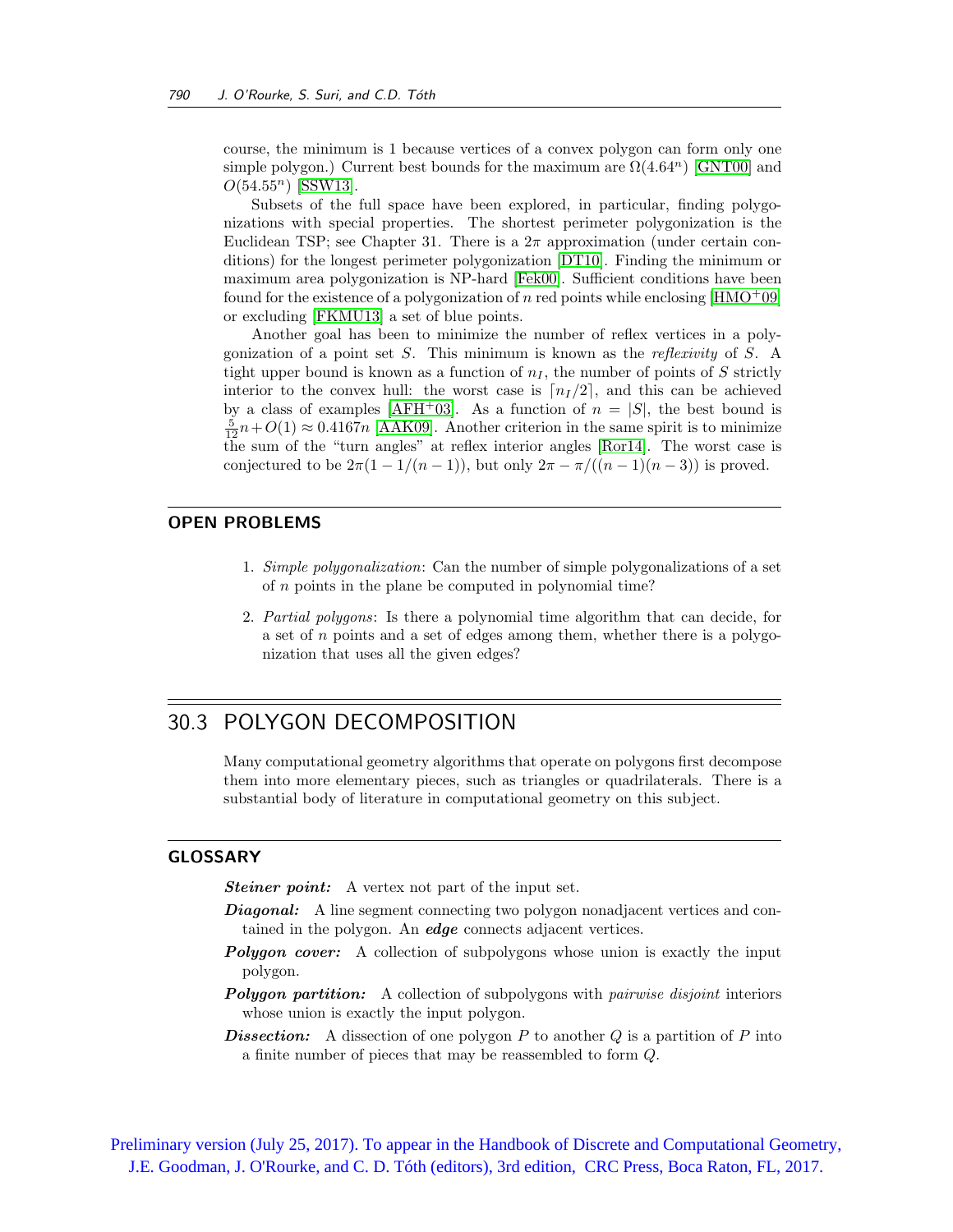course, the minimum is 1 because vertices of a convex polygon can form only one simple polygon.) Current best bounds for the maximum are $\Omega(4.64^n)$ [GNT00] and $O(54.55^n)$ [SSW13].

Subsets of the full space have been explored, in particular, finding polygonizations with special properties. The shortest perimeter polygonization is the Euclidean TSP; see Chapter 31. There is a $2\pi$ approximation (under certain conditions) for the longest perimeter polygonization [DT10]. Finding the minimum or maximum area polygonization is NP-hard [Fek00]. Sufficient conditions have been found for the existence of a polygonization of $n$ red points while enclosing [HMO+09] or excluding [FKMU13] a set of blue points.

Another goal has been to minimize the number of reflex vertices in a polygonization of a point set $S$. This minimum is known as the *reflexivity* of $S$. A tight upper bound is known as a function of $n_I$, the number of points of $S$ strictly interior to the convex hull: the worst case is $\lceil n_I/2 \rceil$, and this can be achieved by a class of examples [AFH+03]. As a function of $n = |S|$, the best bound is $\frac{5}{12}n + O(1) \approx 0.4167n$ [AAK09]. Another criterion in the same spirit is to minimize the sum of the "turn angles" at reflex interior angles [Ror14]. The worst case is conjectured to be $2\pi(1 - 1/(n-1))$, but only $2\pi - \pi/((n-1)(n-3))$ is proved.

## OPEN PROBLEMS

1. *Simple polygonalization*: Can the number of simple polygonalizations of a set of $n$ points in the plane be computed in polynomial time?
2. *Partial polygons*: Is there a polynomial time algorithm that can decide, for a set of $n$ points and a set of edges among them, whether there is a polygonization that uses all the given edges?

# 30.3 POLYGON DECOMPOSITION

Many computational geometry algorithms that operate on polygons first decompose them into more elementary pieces, such as triangles or quadrilaterals. There is a substantial body of literature in computational geometry on this subject.

## GLOSSARY

***Steiner point:*** A vertex not part of the input set.

***Diagonal:*** A line segment connecting two polygon nonadjacent vertices and contained in the polygon. An ***edge*** connects adjacent vertices.

***Polygon cover:*** A collection of subpolygons whose union is exactly the input polygon.

***Polygon partition:*** A collection of subpolygons with *pairwise disjoint* interiors whose union is exactly the input polygon.

***Dissection:*** A dissection of one polygon $P$ to another $Q$ is a partition of $P$ into a finite number of pieces that may be reassembled to form $Q$.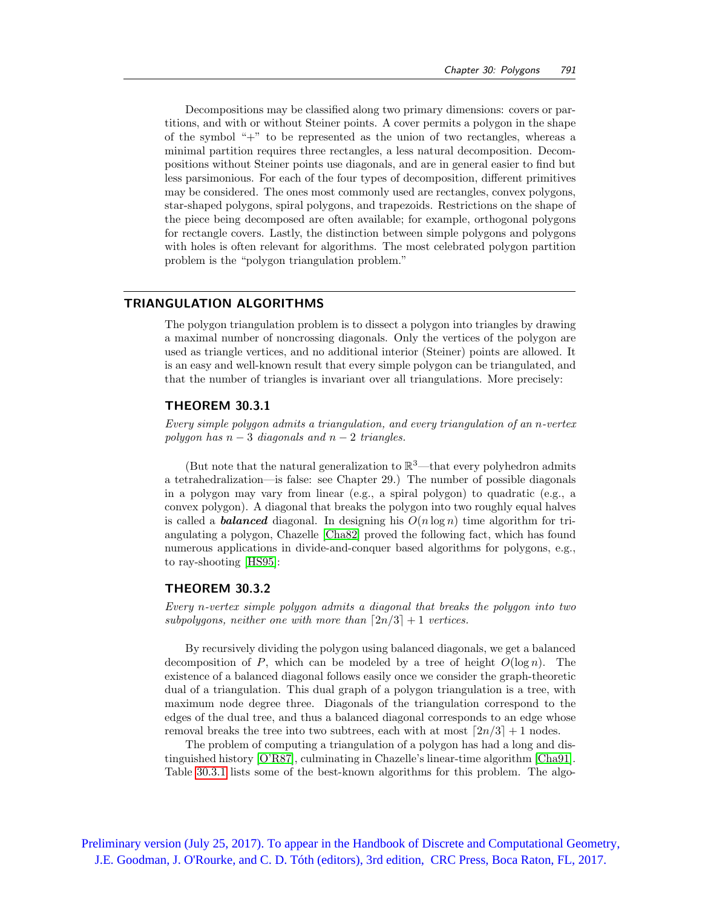Decompositions may be classified along two primary dimensions: covers or partitions, and with or without Steiner points. A cover permits a polygon in the shape of the symbol "+" to be represented as the union of two rectangles, whereas a minimal partition requires three rectangles, a less natural decomposition. Decompositions without Steiner points use diagonals, and are in general easier to find but less parsimonious. For each of the four types of decomposition, different primitives may be considered. The ones most commonly used are rectangles, convex polygons, star-shaped polygons, spiral polygons, and trapezoids. Restrictions on the shape of the piece being decomposed are often available; for example, orthogonal polygons for rectangle covers. Lastly, the distinction between simple polygons and polygons with holes is often relevant for algorithms. The most celebrated polygon partition problem is the "polygon triangulation problem."

## TRIANGULATION ALGORITHMS

The polygon triangulation problem is to dissect a polygon into triangles by drawing a maximal number of noncrossing diagonals. Only the vertices of the polygon are used as triangle vertices, and no additional interior (Steiner) points are allowed. It is an easy and well-known result that every simple polygon can be triangulated, and that the number of triangles is invariant over all triangulations. More precisely:

### THEOREM 30.3.1

*Every simple polygon admits a triangulation, and every triangulation of an $n$-vertex polygon has $n-3$ diagonals and $n-2$ triangles.*

(But note that the natural generalization to $\mathbb{R}^3$—that every polyhedron admits a tetrahedralization—is false: see Chapter 29.) The number of possible diagonals in a polygon may vary from linear (e.g., a spiral polygon) to quadratic (e.g., a convex polygon). A diagonal that breaks the polygon into two roughly equal halves is called a ***balanced*** diagonal. In designing his $O(n \log n)$ time algorithm for triangulating a polygon, Chazelle [Cha82] proved the following fact, which has found numerous applications in divide-and-conquer based algorithms for polygons, e.g., to ray-shooting [HS95]:

### THEOREM 30.3.2

*Every $n$-vertex simple polygon admits a diagonal that breaks the polygon into two subpolygons, neither one with more than $\lceil 2n/3 \rceil + 1$ vertices.*

By recursively dividing the polygon using balanced diagonals, we get a balanced decomposition of $P$, which can be modeled by a tree of height $O(\log n)$. The existence of a balanced diagonal follows easily once we consider the graph-theoretic dual of a triangulation. This dual graph of a polygon triangulation is a tree, with maximum node degree three. Diagonals of the triangulation correspond to the edges of the dual tree, and thus a balanced diagonal corresponds to an edge whose removal breaks the tree into two subtrees, each with at most $\lceil 2n/3 \rceil + 1$ nodes.

The problem of computing a triangulation of a polygon has had a long and distinguished history [O'R87], culminating in Chazelle's linear-time algorithm [Cha91]. Table 30.3.1 lists some of the best-known algorithms for this problem. The algo-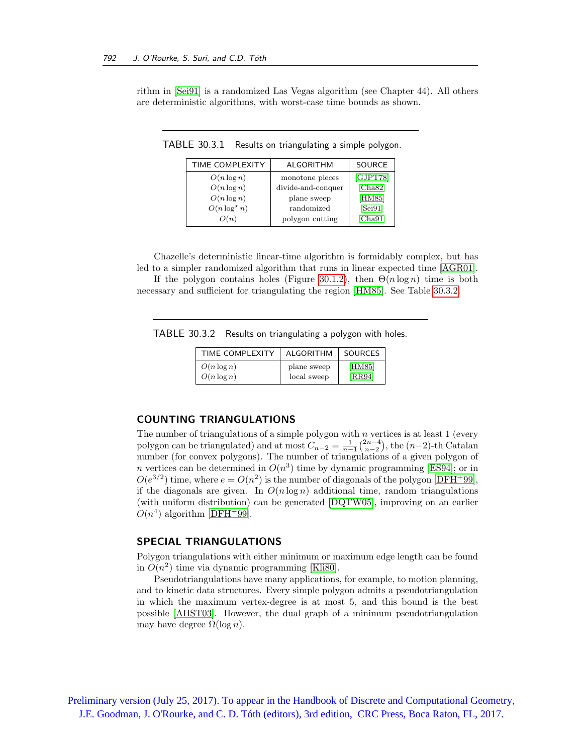rithm in [Sei91] is a randomized Las Vegas algorithm (see Chapter 44). All others are deterministic algorithms, with worst-case time bounds as shown.

TABLE 30.3.1 Results on triangulating a simple polygon.

| TIME COMPLEXITY | ALGORITHM | SOURCE |
|---|---|---|
| $O(n \log n)$ | monotone pieces | [GJPT78] |
| $O(n \log n)$ | divide-and-conquer | [Cha82] |
| $O(n \log n)$ | plane sweep | [HM85] |
| $O(n \log^\star n)$ | randomized | [Sei91] |
| $O(n)$ | polygon cutting | [Cha91] |

Chazelle's deterministic linear-time algorithm is formidably complex, but has led to a simpler randomized algorithm that runs in linear expected time [AGR01].

If the polygon contains holes (Figure 30.1.2), then $\Theta(n \log n)$ time is both necessary and sufficient for triangulating the region [HM85]. See Table 30.3.2.

TABLE 30.3.2 Results on triangulating a polygon with holes.

| TIME COMPLEXITY | ALGORITHM | SOURCES |
|---|---|---|
| $O(n \log n)$ | plane sweep | [HM85] |
| $O(n \log n)$ | local sweep | [RR94] |

## COUNTING TRIANGULATIONS

The number of triangulations of a simple polygon with $n$ vertices is at least 1 (every polygon can be triangulated) and at most $C_{n-2} = \frac{1}{n-1}\binom{2n-4}{n-2}$, the $(n-2)$-th Catalan number (for convex polygons). The number of triangulations of a given polygon of $n$ vertices can be determined in $O(n^3)$ time by dynamic programming [ES94]; or in $O(e^{3/2})$ time, where $e = O(n^2)$ is the number of diagonals of the polygon [DFH+99], if the diagonals are given. In $O(n \log n)$ additional time, random triangulations (with uniform distribution) can be generated [DQTW05], improving on an earlier $O(n^4)$ algorithm [DFH+99].

## SPECIAL TRIANGULATIONS

Polygon triangulations with either minimum or maximum edge length can be found in $O(n^2)$ time via dynamic programming [Kli80].

Pseudotriangulations have many applications, for example, to motion planning, and to kinetic data structures. Every simple polygon admits a pseudotriangulation in which the maximum vertex-degree is at most 5, and this bound is the best possible [AHST03]. However, the dual graph of a minimum pseudotriangulation may have degree $\Omega(\log n)$.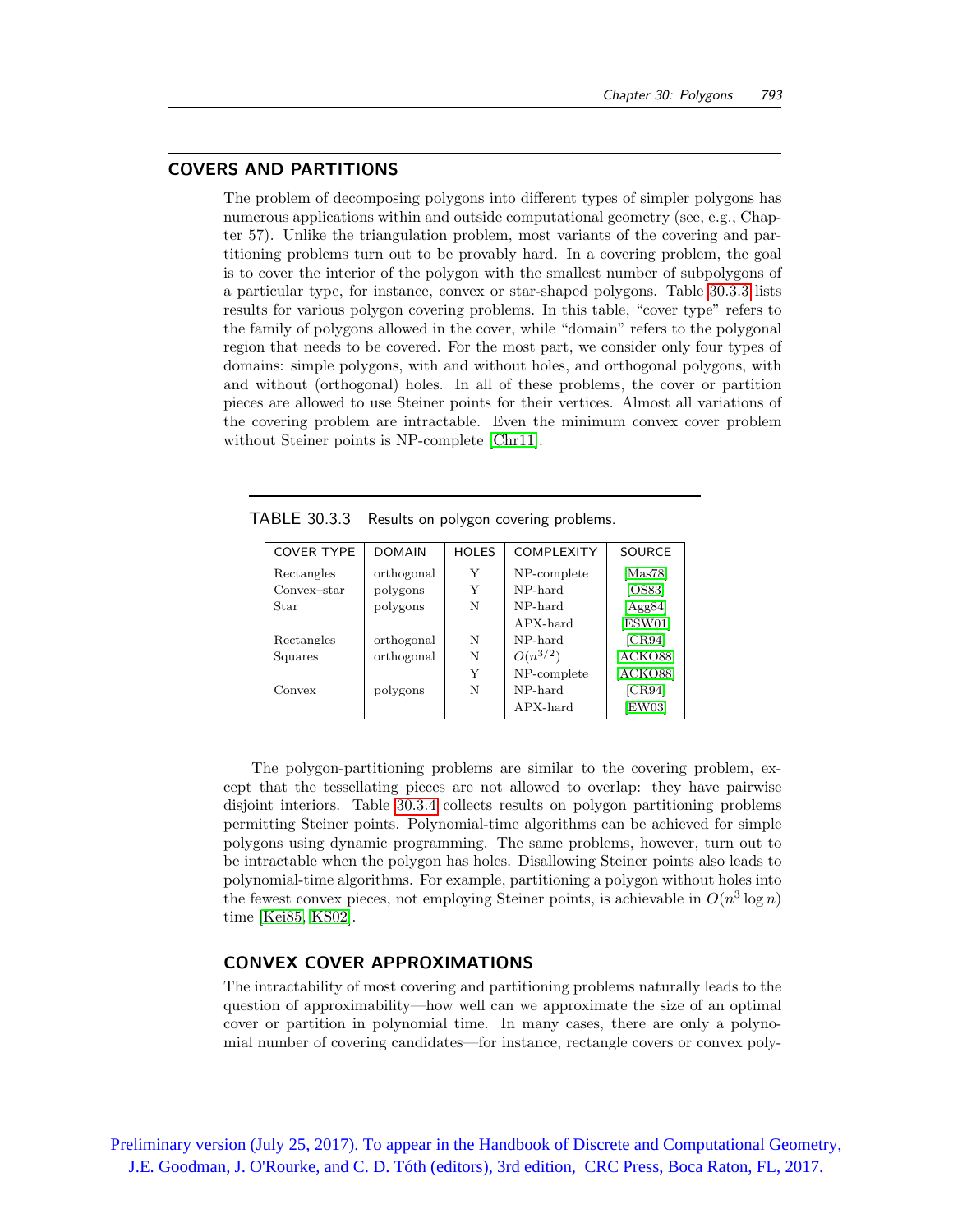## COVERS AND PARTITIONS

The problem of decomposing polygons into different types of simpler polygons has numerous applications within and outside computational geometry (see, e.g., Chapter 57). Unlike the triangulation problem, most variants of the covering and partitioning problems turn out to be provably hard. In a covering problem, the goal is to cover the interior of the polygon with the smallest number of subpolygons of a particular type, for instance, convex or star-shaped polygons. Table 30.3.3 lists results for various polygon covering problems. In this table, "cover type" refers to the family of polygons allowed in the cover, while "domain" refers to the polygonal region that needs to be covered. For the most part, we consider only four types of domains: simple polygons, with and without holes, and orthogonal polygons, with and without (orthogonal) holes. In all of these problems, the cover or partition pieces are allowed to use Steiner points for their vertices. Almost all variations of the covering problem are intractable. Even the minimum convex cover problem without Steiner points is NP-complete [Chr11].

TABLE 30.3.3 Results on polygon covering problems.

| COVER TYPE | DOMAIN | HOLES | COMPLEXITY | SOURCE |
|---|---|---|---|---|
| Rectangles | orthogonal | Y | NP-complete | [Mas78] |
| Convex–star | polygons | Y | NP-hard | [OS83] |
| Star | polygons | N | NP-hard | [Agg84] |
| | | | APX-hard | [ESW01] |
| Rectangles | orthogonal | N | NP-hard | [CR94] |
| Squares | orthogonal | N | $O(n^{3/2})$ | [ACKO88] |
| | | Y | NP-complete | [ACKO88] |
| Convex | polygons | N | NP-hard | [CR94] |
| | | | APX-hard | [EW03] |

The polygon-partitioning problems are similar to the covering problem, except that the tessellating pieces are not allowed to overlap: they have pairwise disjoint interiors. Table 30.3.4 collects results on polygon partitioning problems permitting Steiner points. Polynomial-time algorithms can be achieved for simple polygons using dynamic programming. The same problems, however, turn out to be intractable when the polygon has holes. Disallowing Steiner points also leads to polynomial-time algorithms. For example, partitioning a polygon without holes into the fewest convex pieces, not employing Steiner points, is achievable in $O(n^3 \log n)$ time [Kei85, KS02].

### CONVEX COVER APPROXIMATIONS

The intractability of most covering and partitioning problems naturally leads to the question of approximability—how well can we approximate the size of an optimal cover or partition in polynomial time. In many cases, there are only a polynomial number of covering candidates—for instance, rectangle covers or convex poly-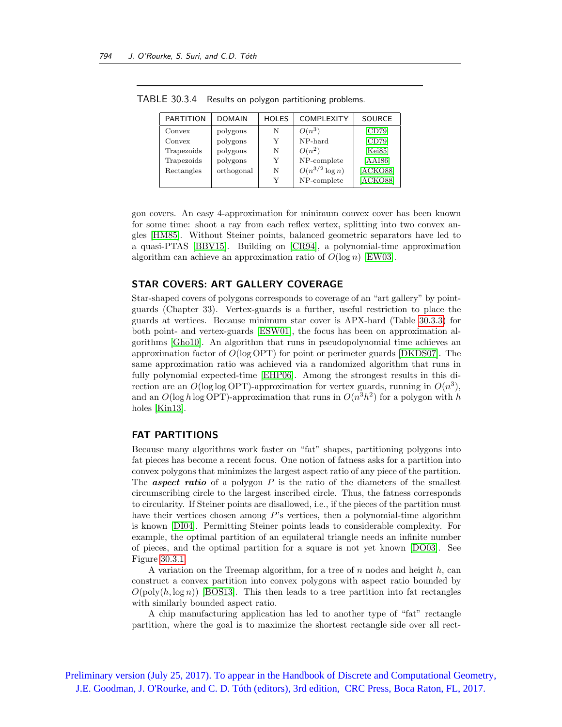TABLE 30.3.4 Results on polygon partitioning problems.

| PARTITION | DOMAIN | HOLES | COMPLEXITY | SOURCE |
|---|---|---|---|---|
| Convex | polygons | N | $O(n^3)$ | [CD79] |
| Convex | polygons | Y | NP-hard | [CD79] |
| Trapezoids | polygons | N | $O(n^2)$ | [Kei85] |
| Trapezoids | polygons | Y | NP-complete | [AAI86] |
| Rectangles | orthogonal | N | $O(n^{3/2} \log n)$ | [ACKO88] |
| | | Y | NP-complete | [ACKO88] |

gon covers. An easy 4-approximation for minimum convex cover has been known for some time: shoot a ray from each reflex vertex, splitting into two convex angles [HM85]. Without Steiner points, balanced geometric separators have led to a quasi-PTAS [BBV15]. Building on [CR94], a polynomial-time approximation algorithm can achieve an approximation ratio of $O(\log n)$ [EW03].

## STAR COVERS: ART GALLERY COVERAGE

Star-shaped covers of polygons corresponds to coverage of an "art gallery" by point-guards (Chapter 33). Vertex-guards is a further, useful restriction to place the guards at vertices. Because minimum star cover is APX-hard (Table 30.3.3) for both point- and vertex-guards [ESW01], the focus has been on approximation algorithms [Gho10]. An algorithm that runs in pseudopolynomial time achieves an approximation factor of $O(\log \mathrm{OPT})$ for point or perimeter guards [DKDS07]. The same approximation ratio was achieved via a randomized algorithm that runs in fully polynomial expected-time [EHP06]. Among the strongest results in this direction are an $O(\log \log \mathrm{OPT})$-approximation for vertex guards, running in $O(n^3)$, and an $O(\log h \log \mathrm{OPT})$-approximation that runs in $O(n^3 h^2)$ for a polygon with $h$ holes [Kin13].

## FAT PARTITIONS

Because many algorithms work faster on "fat" shapes, partitioning polygons into fat pieces has become a recent focus. One notion of fatness asks for a partition into convex polygons that minimizes the largest aspect ratio of any piece of the partition. The ***aspect ratio*** of a polygon $P$ is the ratio of the diameters of the smallest circumscribing circle to the largest inscribed circle. Thus, the fatness corresponds to circularity. If Steiner points are disallowed, i.e., if the pieces of the partition must have their vertices chosen among $P$'s vertices, then a polynomial-time algorithm is known [DI04]. Permitting Steiner points leads to considerable complexity. For example, the optimal partition of an equilateral triangle needs an infinite number of pieces, and the optimal partition for a square is not yet known [DO03]. See Figure 30.3.1.

A variation on the Treemap algorithm, for a tree of $n$ nodes and height $h$, can construct a convex partition into convex polygons with aspect ratio bounded by $O(\mathrm{poly}(h, \log n))$ [BOS13]. This then leads to a tree partition into fat rectangles with similarly bounded aspect ratio.

A chip manufacturing application has led to another type of "fat" rectangle partition, where the goal is to maximize the shortest rectangle side over all rect-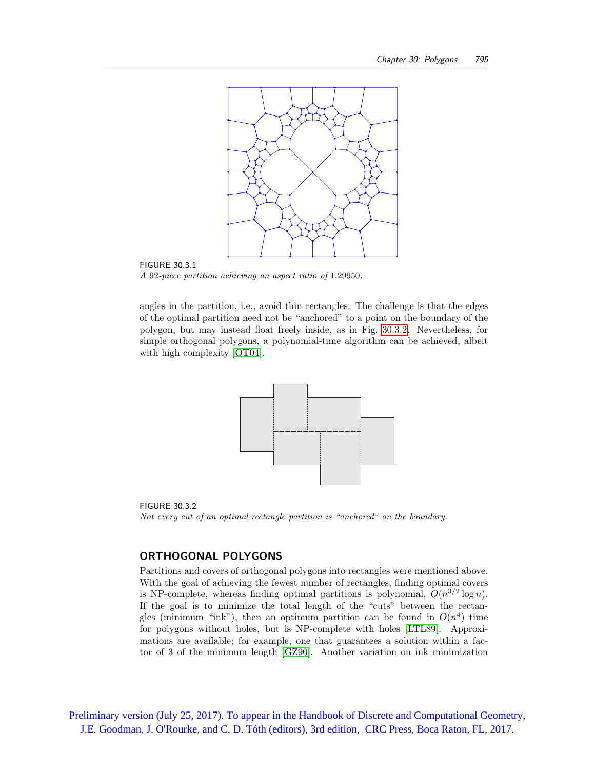FIGURE 30.3.1
*A 92-piece partition achieving an aspect ratio of* 1.29950.

angles in the partition, i.e., avoid thin rectangles. The challenge is that the edges of the optimal partition need not be "anchored" to a point on the boundary of the polygon, but may instead float freely inside, as in Fig. 30.3.2. Nevertheless, for simple orthogonal polygons, a polynomial-time algorithm can be achieved, albeit with high complexity [OT04].

FIGURE 30.3.2
*Not every cut of an optimal rectangle partition is "anchored" on the boundary.*

## ORTHOGONAL POLYGONS

Partitions and covers of orthogonal polygons into rectangles were mentioned above. With the goal of achieving the fewest number of rectangles, finding optimal covers is NP-complete, whereas finding optimal partitions is polynomial, $O(n^{3/2} \log n)$. If the goal is to minimize the total length of the "cuts" between the rectangles (minimum "ink"), then an optimum partition can be found in $O(n^4)$ time for polygons without holes, but is NP-complete with holes [LTL89]. Approximations are available; for example, one that guarantees a solution within a factor of 3 of the minimum length [GZ90]. Another variation on ink minimization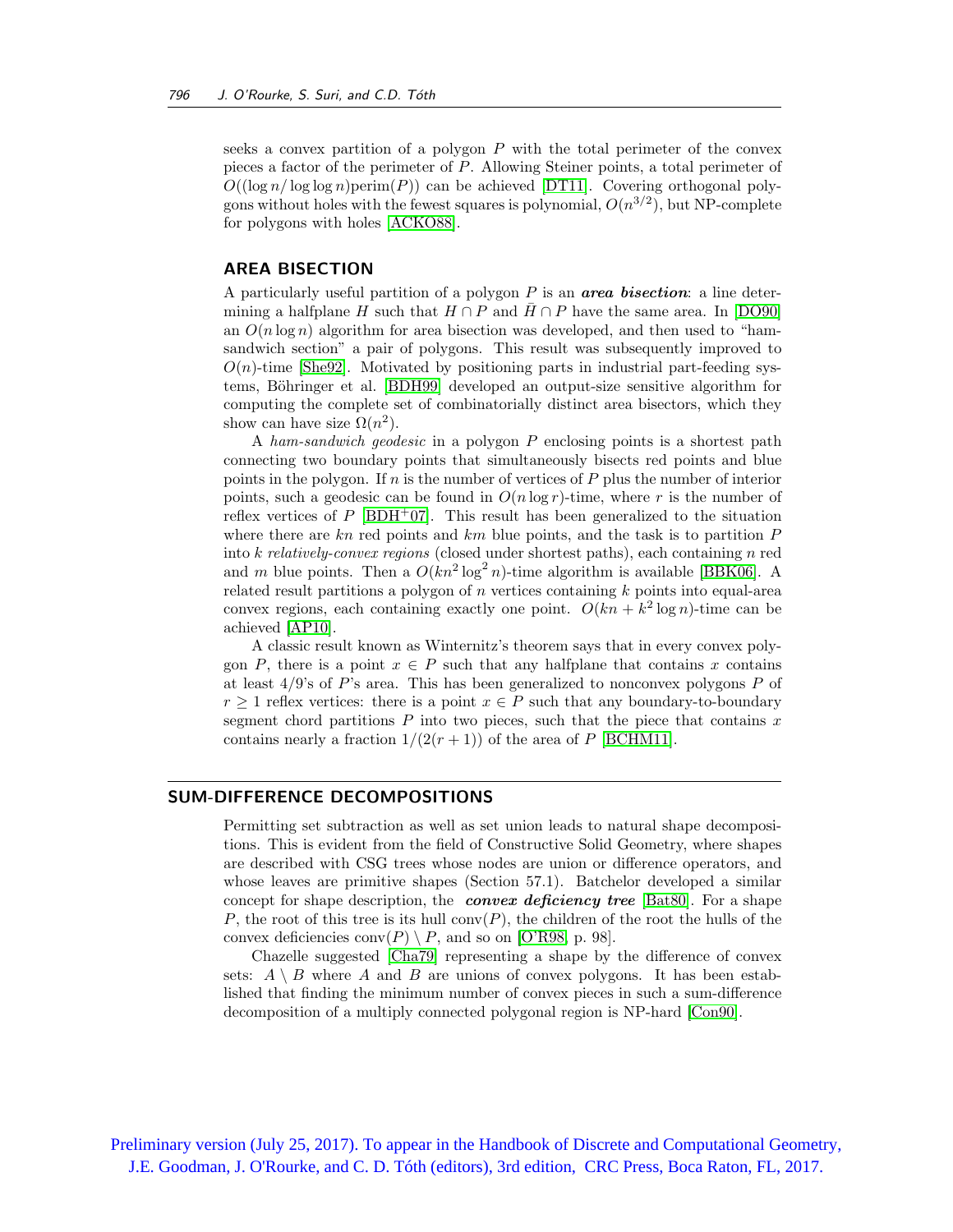seeks a convex partition of a polygon $P$ with the total perimeter of the convex pieces a factor of the perimeter of $P$. Allowing Steiner points, a total perimeter of $O((\log n / \log\log n)\text{perim}(P))$ can be achieved [DT11]. Covering orthogonal polygons without holes with the fewest squares is polynomial, $O(n^{3/2})$, but NP-complete for polygons with holes [ACKO88].

### AREA BISECTION

A particularly useful partition of a polygon $P$ is an ***area bisection***: a line determining a halfplane $H$ such that $H \cap P$ and $\bar{H} \cap P$ have the same area. In [DO90] an $O(n \log n)$ algorithm for area bisection was developed, and then used to "ham-sandwich section" a pair of polygons. This result was subsequently improved to $O(n)$-time [She92]. Motivated by positioning parts in industrial part-feeding systems, Böhringer et al. [BDH99] developed an output-size sensitive algorithm for computing the complete set of combinatorially distinct area bisectors, which they show can have size $\Omega(n^2)$.

A *ham-sandwich geodesic* in a polygon $P$ enclosing points is a shortest path connecting two boundary points that simultaneously bisects red points and blue points in the polygon. If $n$ is the number of vertices of $P$ plus the number of interior points, such a geodesic can be found in $O(n \log r)$-time, where $r$ is the number of reflex vertices of $P$ [BDH+07]. This result has been generalized to the situation where there are $kn$ red points and $km$ blue points, and the task is to partition $P$ into $k$ *relatively-convex regions* (closed under shortest paths), each containing $n$ red and $m$ blue points. Then a $O(kn^2 \log^2 n)$-time algorithm is available [BBK06]. A related result partitions a polygon of $n$ vertices containing $k$ points into equal-area convex regions, each containing exactly one point. $O(kn + k^2 \log n)$-time can be achieved [AP10].

A classic result known as Winternitz's theorem says that in every convex polygon $P$, there is a point $x \in P$ such that any halfplane that contains $x$ contains at least $4/9$'s of $P$'s area. This has been generalized to nonconvex polygons $P$ of $r \geq 1$ reflex vertices: there is a point $x \in P$ such that any boundary-to-boundary segment chord partitions $P$ into two pieces, such that the piece that contains $x$ contains nearly a fraction $1/(2(r+1))$ of the area of $P$ [BCHM11].

## SUM-DIFFERENCE DECOMPOSITIONS

Permitting set subtraction as well as set union leads to natural shape decompositions. This is evident from the field of Constructive Solid Geometry, where shapes are described with CSG trees whose nodes are union or difference operators, and whose leaves are primitive shapes (Section 57.1). Batchelor developed a similar concept for shape description, the ***convex deficiency tree*** [Bat80]. For a shape $P$, the root of this tree is its hull $\text{conv}(P)$, the children of the root the hulls of the convex deficiencies $\text{conv}(P) \setminus P$, and so on [O'R98, p. 98].

Chazelle suggested [Cha79] representing a shape by the difference of convex sets: $A \setminus B$ where $A$ and $B$ are unions of convex polygons. It has been established that finding the minimum number of convex pieces in such a sum-difference decomposition of a multiply connected polygonal region is NP-hard [Con90].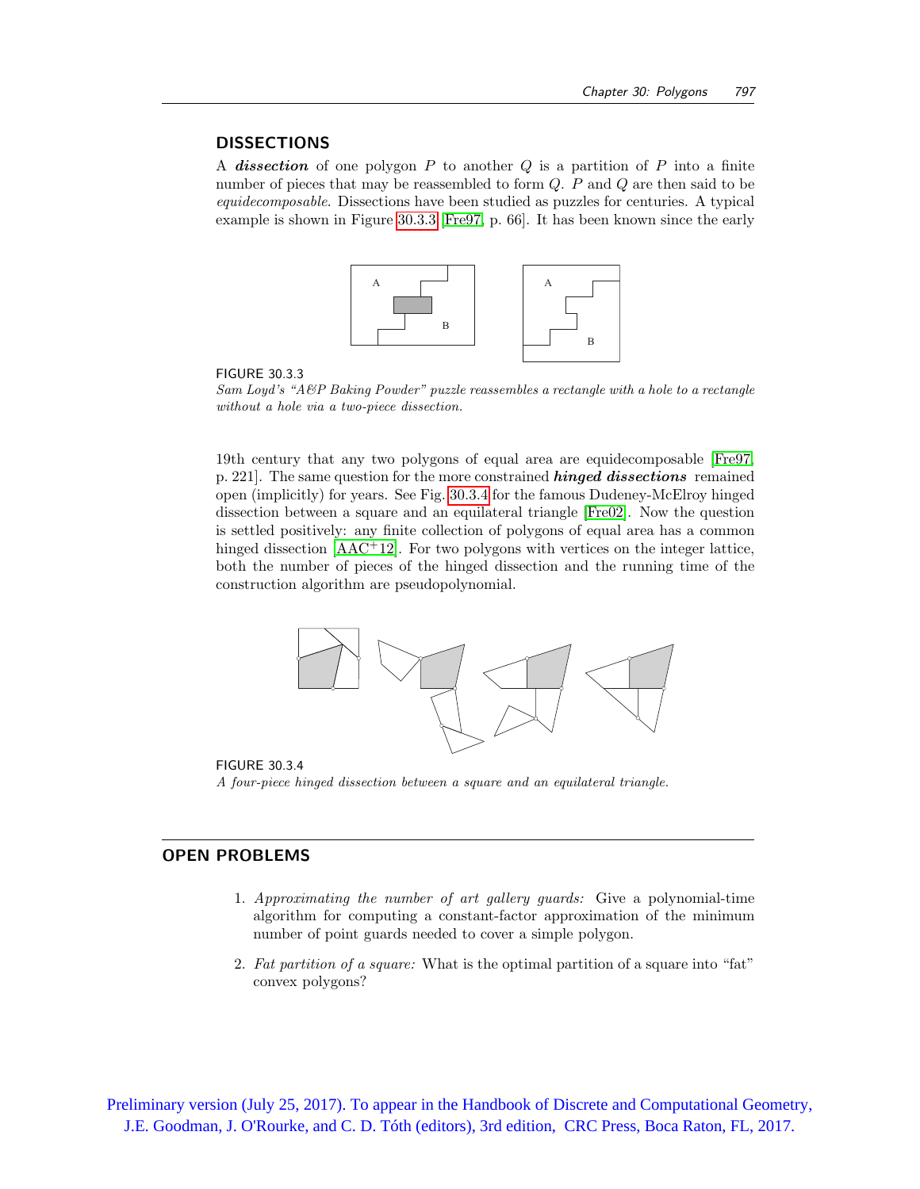## DISSECTIONS

A ***dissection*** of one polygon $P$ to another $Q$ is a partition of $P$ into a finite number of pieces that may be reassembled to form $Q$. $P$ and $Q$ are then said to be *equidecomposable*. Dissections have been studied as puzzles for centuries. A typical example is shown in Figure 30.3.3 [Fre97, p. 66]. It has been known since the early 19th century that any two polygons of equal area are equidecomposable [Fre97, p. 221]. The same question for the more constrained ***hinged dissections*** remained open (implicitly) for years. See Fig. 30.3.4 for the famous Dudeney-McElroy hinged dissection between a square and an equilateral triangle [Fre02]. Now the question is settled positively: any finite collection of polygons of equal area has a common hinged dissection [AAC+12]. For two polygons with vertices on the integer lattice, both the number of pieces of the hinged dissection and the running time of the construction algorithm are pseudopolynomial.

FIGURE 30.3.3
*Sam Loyd's "A&P Baking Powder" puzzle reassembles a rectangle with a hole to a rectangle without a hole via a two-piece dissection.*

FIGURE 30.3.4
*A four-piece hinged dissection between a square and an equilateral triangle.*

## OPEN PROBLEMS

1. *Approximating the number of art gallery guards:* Give a polynomial-time algorithm for computing a constant-factor approximation of the minimum number of point guards needed to cover a simple polygon.

2. *Fat partition of a square:* What is the optimal partition of a square into "fat" convex polygons?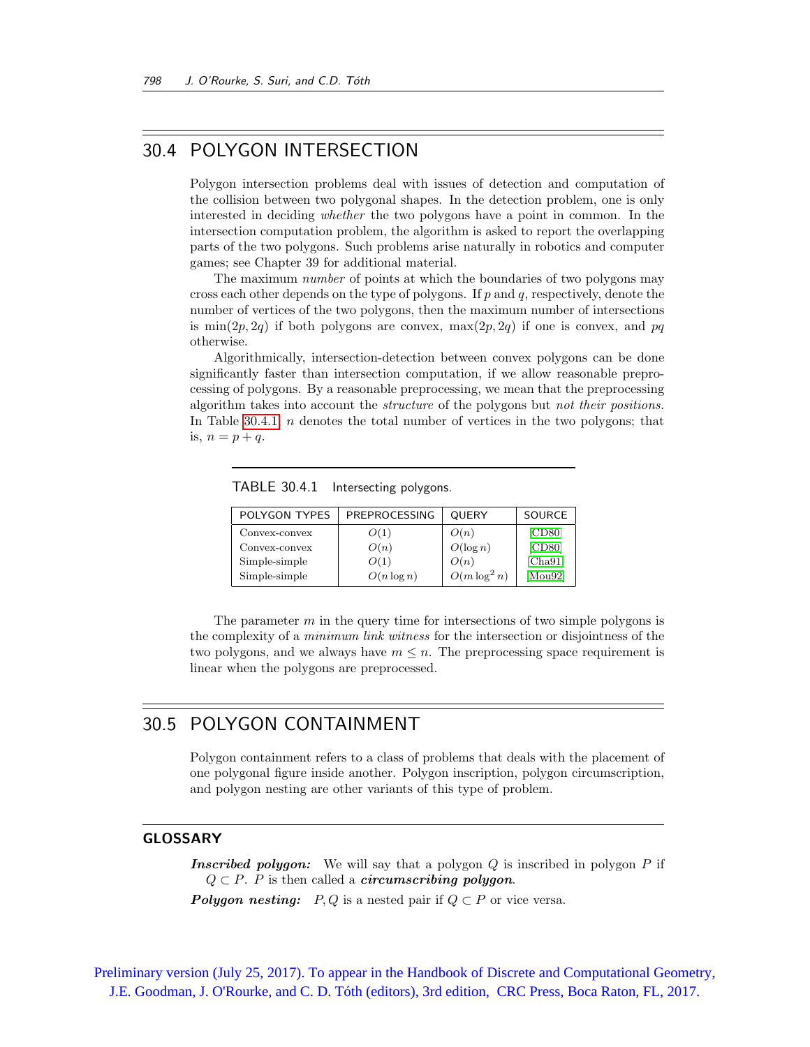## 30.4 POLYGON INTERSECTION

Polygon intersection problems deal with issues of detection and computation of the collision between two polygonal shapes. In the detection problem, one is only interested in deciding *whether* the two polygons have a point in common. In the intersection computation problem, the algorithm is asked to report the overlapping parts of the two polygons. Such problems arise naturally in robotics and computer games; see Chapter 39 for additional material.

The maximum *number* of points at which the boundaries of two polygons may cross each other depends on the type of polygons. If $p$ and $q$, respectively, denote the number of vertices of the two polygons, then the maximum number of intersections is $\min(2p, 2q)$ if both polygons are convex, $\max(2p, 2q)$ if one is convex, and $pq$ otherwise.

Algorithmically, intersection-detection between convex polygons can be done significantly faster than intersection computation, if we allow reasonable preprocessing of polygons. By a reasonable preprocessing, we mean that the preprocessing algorithm takes into account the *structure* of the polygons but *not their positions.* In Table 30.4.1 $n$ denotes the total number of vertices in the two polygons; that is, $n = p + q$.

TABLE 30.4.1 Intersecting polygons.

| POLYGON TYPES | PREPROCESSING | QUERY | SOURCE |
|---|---|---|---|
| Convex-convex | $O(1)$ | $O(n)$ | [CD80] |
| Convex-convex | $O(n)$ | $O(\log n)$ | [CD80] |
| Simple-simple | $O(1)$ | $O(n)$ | [Cha91] |
| Simple-simple | $O(n \log n)$ | $O(m \log^2 n)$ | [Mou92] |

The parameter $m$ in the query time for intersections of two simple polygons is the complexity of a *minimum link witness* for the intersection or disjointness of the two polygons, and we always have $m \leq n$. The preprocessing space requirement is linear when the polygons are preprocessed.

## 30.5 POLYGON CONTAINMENT

Polygon containment refers to a class of problems that deals with the placement of one polygonal figure inside another. Polygon inscription, polygon circumscription, and polygon nesting are other variants of this type of problem.

### GLOSSARY

***Inscribed polygon:*** We will say that a polygon $Q$ is inscribed in polygon $P$ if $Q \subset P$. $P$ is then called a ***circumscribing polygon***.

***Polygon nesting:*** $P, Q$ is a nested pair if $Q \subset P$ or vice versa.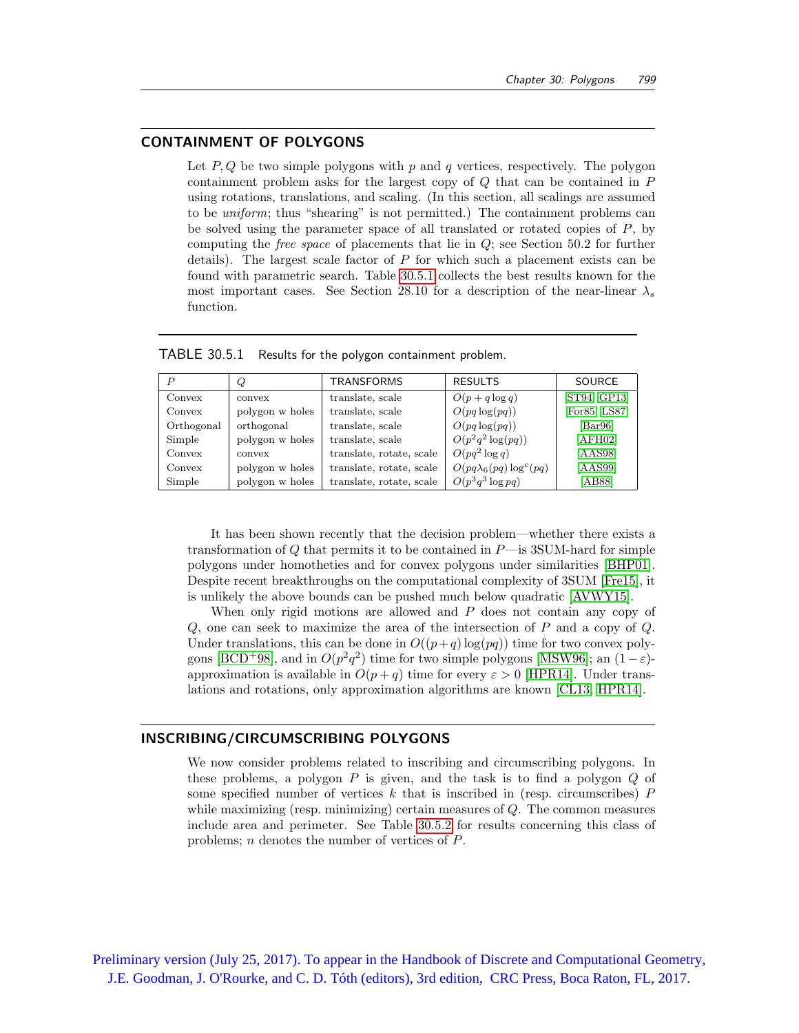## CONTAINMENT OF POLYGONS

Let $P, Q$ be two simple polygons with $p$ and $q$ vertices, respectively. The polygon containment problem asks for the largest copy of $Q$ that can be contained in $P$ using rotations, translations, and scaling. (In this section, all scalings are assumed to be *uniform*; thus "shearing" is not permitted.) The containment problems can be solved using the parameter space of all translated or rotated copies of $P$, by computing the *free space* of placements that lie in $Q$; see Section 50.2 for further details). The largest scale factor of $P$ for which such a placement exists can be found with parametric search. Table 30.5.1 collects the best results known for the most important cases. See Section 28.10 for a description of the near-linear $\lambda_s$ function.

TABLE 30.5.1 Results for the polygon containment problem.

| $P$ | $Q$ | TRANSFORMS | RESULTS | SOURCE |
|---|---|---|---|---|
| Convex | convex | translate, scale | $O(p + q \log q)$ | [ST94, GP13] |
| Convex | polygon w holes | translate, scale | $O(pq \log(pq))$ | [For85, LS87] |
| Orthogonal | orthogonal | translate, scale | $O(pq \log(pq))$ | [Bar96] |
| Simple | polygon w holes | translate, scale | $O(p^2q^2 \log(pq))$ | [AFH02] |
| Convex | convex | translate, rotate, scale | $O(pq^2 \log q)$ | [AAS98] |
| Convex | polygon w holes | translate, rotate, scale | $O(pq\lambda_6(pq) \log^c(pq)$ | [AAS99] |
| Simple | polygon w holes | translate, rotate, scale | $O(p^3q^3 \log pq)$ | [AB88] |

It has been shown recently that the decision problem—whether there exists a transformation of $Q$ that permits it to be contained in $P$—is 3SUM-hard for simple polygons under homotheties and for convex polygons under similarities [BHP01]. Despite recent breakthroughs on the computational complexity of 3SUM [Fre15], it is unlikely the above bounds can be pushed much below quadratic [AVWY15].

When only rigid motions are allowed and $P$ does not contain any copy of $Q$, one can seek to maximize the area of the intersection of $P$ and a copy of $Q$. Under translations, this can be done in $O((p+q)\log(pq))$ time for two convex polygons [BCD⁺98], and in $O(p^2q^2)$ time for two simple polygons [MSW96]; an $(1-\varepsilon)$-approximation is available in $O(p+q)$ time for every $\varepsilon > 0$ [HPR14]. Under translations and rotations, only approximation algorithms are known [CL13, HPR14].

## INSCRIBING/CIRCUMSCRIBING POLYGONS

We now consider problems related to inscribing and circumscribing polygons. In these problems, a polygon $P$ is given, and the task is to find a polygon $Q$ of some specified number of vertices $k$ that is inscribed in (resp. circumscribes) $P$ while maximizing (resp. minimizing) certain measures of $Q$. The common measures include area and perimeter. See Table 30.5.2 for results concerning this class of problems; $n$ denotes the number of vertices of $P$.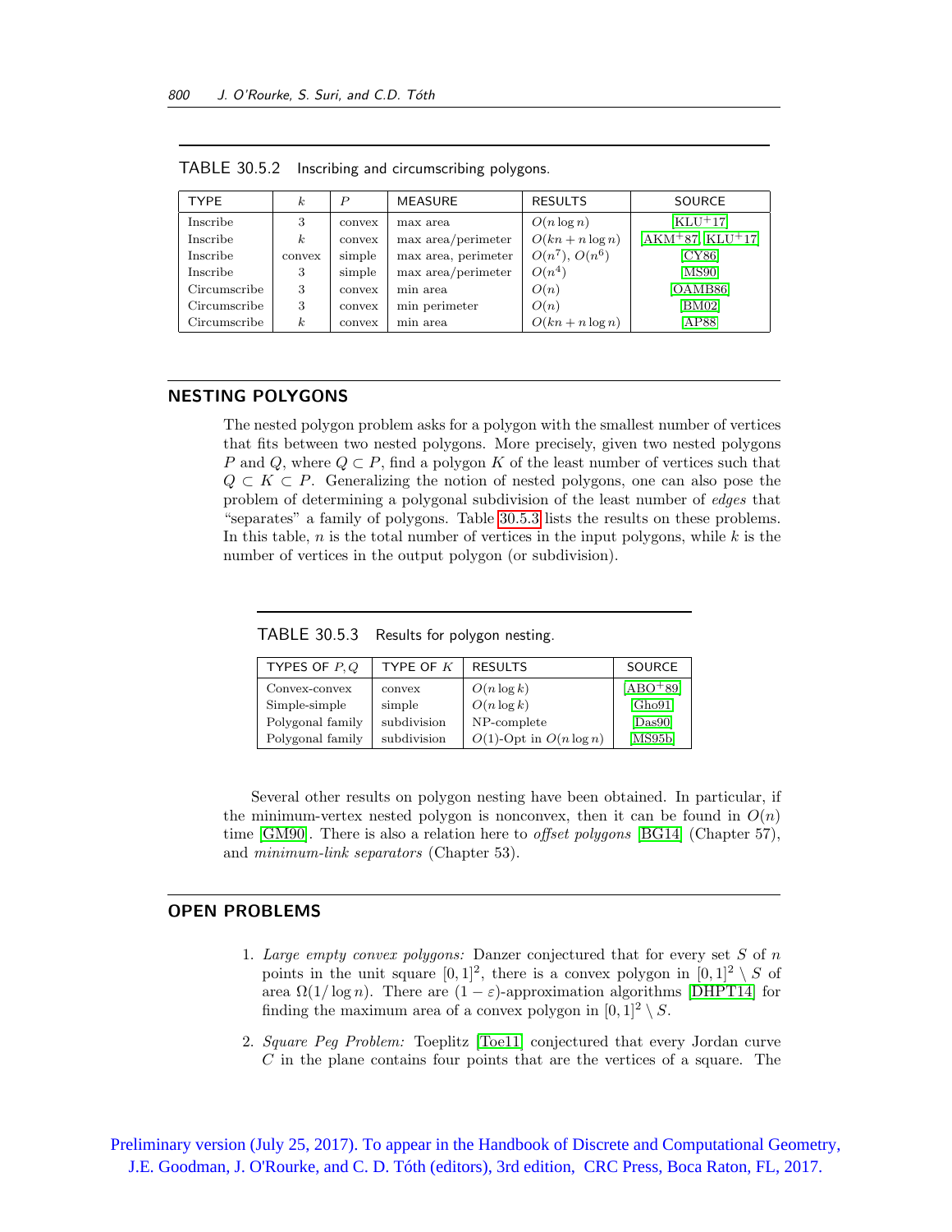TABLE 30.5.2 Inscribing and circumscribing polygons.

| TYPE | $k$ | $P$ | MEASURE | RESULTS | SOURCE |
|---|---|---|---|---|---|
| Inscribe | 3 | convex | max area | $O(n \log n)$ | [KLU+17] |
| Inscribe | $k$ | convex | max area/perimeter | $O(kn + n \log n)$ | [AKM+87, KLU+17] |
| Inscribe | convex | simple | max area, perimeter | $O(n^7)$, $O(n^6)$ | [CY86] |
| Inscribe | 3 | simple | max area/perimeter | $O(n^4)$ | [MS90] |
| Circumscribe | 3 | convex | min area | $O(n)$ | [OAMB86] |
| Circumscribe | 3 | convex | min perimeter | $O(n)$ | [BM02] |
| Circumscribe | $k$ | convex | min area | $O(kn + n \log n)$ | [AP88] |

## NESTING POLYGONS

The nested polygon problem asks for a polygon with the smallest number of vertices that fits between two nested polygons. More precisely, given two nested polygons $P$ and $Q$, where $Q \subset P$, find a polygon $K$ of the least number of vertices such that $Q \subset K \subset P$. Generalizing the notion of nested polygons, one can also pose the problem of determining a polygonal subdivision of the least number of *edges* that "separates" a family of polygons. Table 30.5.3 lists the results on these problems. In this table, $n$ is the total number of vertices in the input polygons, while $k$ is the number of vertices in the output polygon (or subdivision).

TABLE 30.5.3 Results for polygon nesting.

| TYPES OF $P, Q$ | TYPE OF $K$ | RESULTS | SOURCE |
|---|---|---|---|
| Convex-convex | convex | $O(n \log k)$ | [ABO+89] |
| Simple-simple | simple | $O(n \log k)$ | [Gho91] |
| Polygonal family | subdivision | NP-complete | [Das90] |
| Polygonal family | subdivision | $O(1)$-Opt in $O(n \log n)$ | [MS95b] |

Several other results on polygon nesting have been obtained. In particular, if the minimum-vertex nested polygon is nonconvex, then it can be found in $O(n)$ time [GM90]. There is also a relation here to *offset polygons* [BG14] (Chapter 57), and *minimum-link separators* (Chapter 53).

## OPEN PROBLEMS

1. *Large empty convex polygons:* Danzer conjectured that for every set $S$ of $n$ points in the unit square $[0,1]^2$, there is a convex polygon in $[0,1]^2 \setminus S$ of area $\Omega(1/\log n)$. There are $(1-\varepsilon)$-approximation algorithms [DHPT14] for finding the maximum area of a convex polygon in $[0,1]^2 \setminus S$.

2. *Square Peg Problem:* Toeplitz [Toe11] conjectured that every Jordan curve $C$ in the plane contains four points that are the vertices of a square. The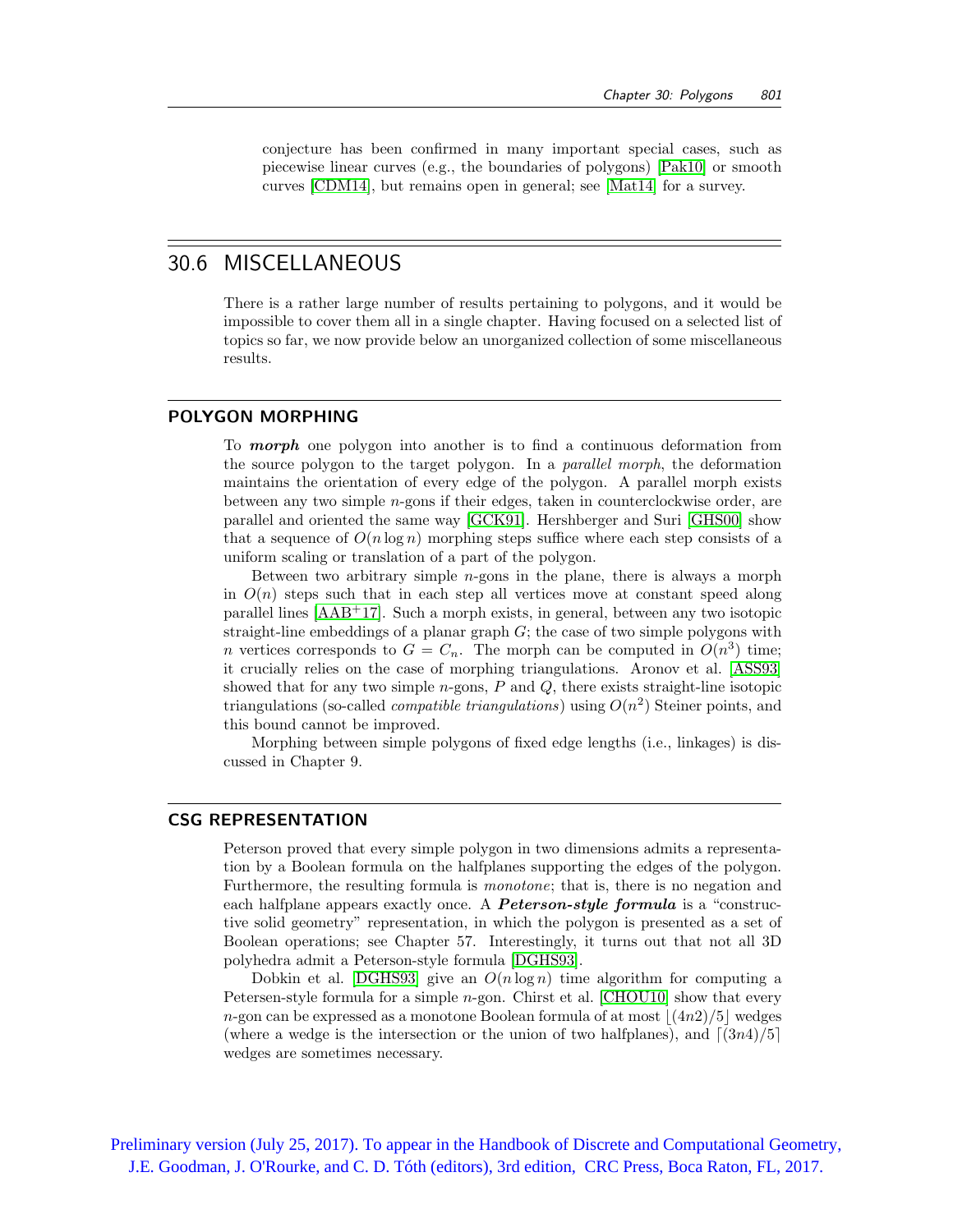conjecture has been confirmed in many important special cases, such as piecewise linear curves (e.g., the boundaries of polygons) [Pak10] or smooth curves [CDM14], but remains open in general; see [Mat14] for a survey.

## 30.6 MISCELLANEOUS

There is a rather large number of results pertaining to polygons, and it would be impossible to cover them all in a single chapter. Having focused on a selected list of topics so far, we now provide below an unorganized collection of some miscellaneous results.

### POLYGON MORPHING

To ***morph*** one polygon into another is to find a continuous deformation from the source polygon to the target polygon. In a *parallel morph*, the deformation maintains the orientation of every edge of the polygon. A parallel morph exists between any two simple $n$-gons if their edges, taken in counterclockwise order, are parallel and oriented the same way [GCK91]. Hershberger and Suri [GHS00] show that a sequence of $O(n \log n)$ morphing steps suffice where each step consists of a uniform scaling or translation of a part of the polygon.

Between two arbitrary simple $n$-gons in the plane, there is always a morph in $O(n)$ steps such that in each step all vertices move at constant speed along parallel lines [AAB+17]. Such a morph exists, in general, between any two isotopic straight-line embeddings of a planar graph $G$; the case of two simple polygons with $n$ vertices corresponds to $G = C_n$. The morph can be computed in $O(n^3)$ time; it crucially relies on the case of morphing triangulations. Aronov et al. [ASS93] showed that for any two simple $n$-gons, $P$ and $Q$, there exists straight-line isotopic triangulations (so-called *compatible triangulations*) using $O(n^2)$ Steiner points, and this bound cannot be improved.

Morphing between simple polygons of fixed edge lengths (i.e., linkages) is discussed in Chapter 9.

### CSG REPRESENTATION

Peterson proved that every simple polygon in two dimensions admits a representation by a Boolean formula on the halfplanes supporting the edges of the polygon. Furthermore, the resulting formula is *monotone*; that is, there is no negation and each halfplane appears exactly once. A ***Peterson-style formula*** is a "constructive solid geometry" representation, in which the polygon is presented as a set of Boolean operations; see Chapter 57. Interestingly, it turns out that not all 3D polyhedra admit a Peterson-style formula [DGHS93].

Dobkin et al. [DGHS93] give an $O(n \log n)$ time algorithm for computing a Petersen-style formula for a simple $n$-gon. Chirst et al. [CHOU10] show that every $n$-gon can be expressed as a monotone Boolean formula of at most $\lfloor (4n2)/5 \rfloor$ wedges (where a wedge is the intersection or the union of two halfplanes), and $\lceil (3n4)/5 \rceil$ wedges are sometimes necessary.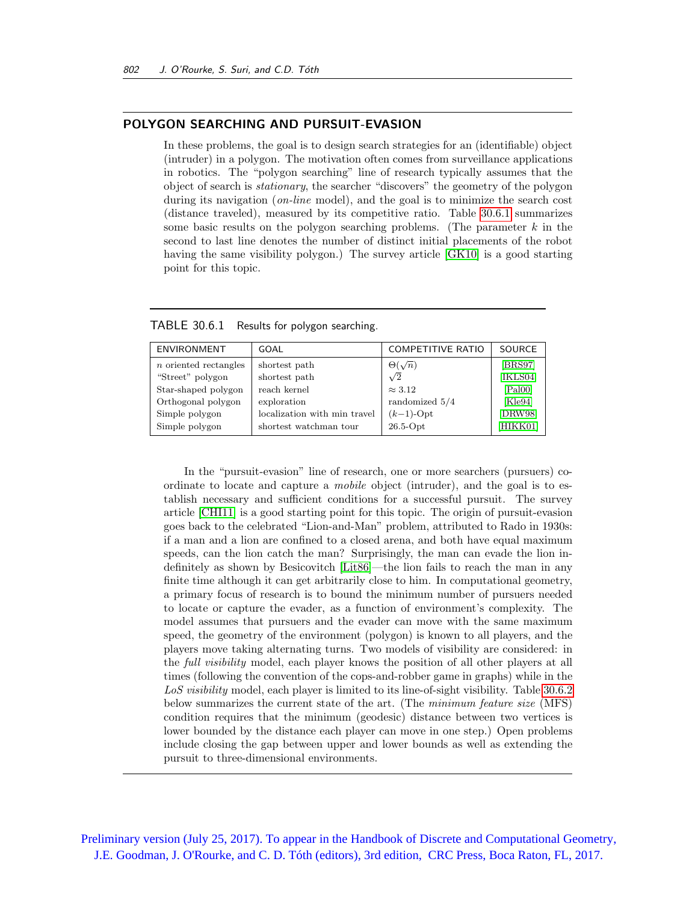## POLYGON SEARCHING AND PURSUIT-EVASION

In these problems, the goal is to design search strategies for an (identifiable) object (intruder) in a polygon. The motivation often comes from surveillance applications in robotics. The "polygon searching" line of research typically assumes that the object of search is *stationary*, the searcher "discovers" the geometry of the polygon during its navigation (*on-line* model), and the goal is to minimize the search cost (distance traveled), measured by its competitive ratio. Table 30.6.1 summarizes some basic results on the polygon searching problems. (The parameter $k$ in the second to last line denotes the number of distinct initial placements of the robot having the same visibility polygon.) The survey article [GK10] is a good starting point for this topic.

TABLE 30.6.1 Results for polygon searching.

| ENVIRONMENT | GOAL | COMPETITIVE RATIO | SOURCE |
|---|---|---|---|
| $n$ oriented rectangles | shortest path | $\Theta(\sqrt{n})$ | [BRS97] |
| "Street" polygon | shortest path | $\sqrt{2}$ | [IKLS04] |
| Star-shaped polygon | reach kernel | $\approx 3.12$ | [Pal00] |
| Orthogonal polygon | exploration | randomized 5/4 | [Kle94] |
| Simple polygon | localization with min travel | $(k-1)$-Opt | [DRW98] |
| Simple polygon | shortest watchman tour | 26.5-Opt | [HIKK01] |

In the "pursuit-evasion" line of research, one or more searchers (pursuers) coordinate to locate and capture a *mobile* object (intruder), and the goal is to establish necessary and sufficient conditions for a successful pursuit. The survey article [CHI11] is a good starting point for this topic. The origin of pursuit-evasion goes back to the celebrated "Lion-and-Man" problem, attributed to Rado in 1930s: if a man and a lion are confined to a closed arena, and both have equal maximum speeds, can the lion catch the man? Surprisingly, the man can evade the lion indefinitely as shown by Besicovitch [Lit86]—the lion fails to reach the man in any finite time although it can get arbitrarily close to him. In computational geometry, a primary focus of research is to bound the minimum number of pursuers needed to locate or capture the evader, as a function of environment's complexity. The model assumes that pursuers and the evader can move with the same maximum speed, the geometry of the environment (polygon) is known to all players, and the players move taking alternating turns. Two models of visibility are considered: in the *full visibility* model, each player knows the position of all other players at all times (following the convention of the cops-and-robber game in graphs) while in the *LoS visibility* model, each player is limited to its line-of-sight visibility. Table 30.6.2 below summarizes the current state of the art. (The *minimum feature size* (MFS) condition requires that the minimum (geodesic) distance between two vertices is lower bounded by the distance each player can move in one step.) Open problems include closing the gap between upper and lower bounds as well as extending the pursuit to three-dimensional environments.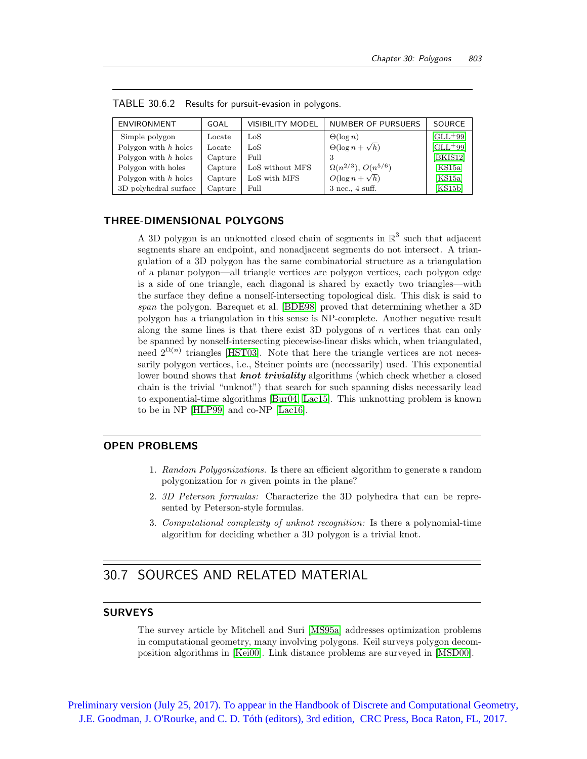TABLE 30.6.2 Results for pursuit-evasion in polygons.

| ENVIRONMENT | GOAL | VISIBILITY MODEL | NUMBER OF PURSUERS | SOURCE |
|---|---|---|---|---|
| Simple polygon | Locate | LoS | $\Theta(\log n)$ | [GLL+99] |
| Polygon with $h$ holes | Locate | LoS | $\Theta(\log n + \sqrt{h})$ | [GLL+99] |
| Polygon with $h$ holes | Capture | Full | 3 | [BKIS12] |
| Polygon with holes | Capture | LoS without MFS | $\Omega(n^{2/3})$, $O(n^{5/6})$ | [KS15a] |
| Polygon with $h$ holes | Capture | LoS with MFS | $O(\log n + \sqrt{h})$ | [KS15a] |
| 3D polyhedral surface | Capture | Full | 3 nec., 4 suff. | [KS15b] |

### THREE-DIMENSIONAL POLYGONS

A 3D polygon is an unknotted closed chain of segments in $\mathbb{R}^3$ such that adjacent segments share an endpoint, and nonadjacent segments do not intersect. A triangulation of a 3D polygon has the same combinatorial structure as a triangulation of a planar polygon—all triangle vertices are polygon vertices, each polygon edge is a side of one triangle, each diagonal is shared by exactly two triangles—with the surface they define a nonself-intersecting topological disk. This disk is said to *span* the polygon. Barequet et al. [BDE98] proved that determining whether a 3D polygon has a triangulation in this sense is NP-complete. Another negative result along the same lines is that there exist 3D polygons of $n$ vertices that can only be spanned by nonself-intersecting piecewise-linear disks which, when triangulated, need $2^{\Omega(n)}$ triangles [HST03]. Note that here the triangle vertices are not necessarily polygon vertices, i.e., Steiner points are (necessarily) used. This exponential lower bound shows that ***knot triviality*** algorithms (which check whether a closed chain is the trivial "unknot") that search for such spanning disks necessarily lead to exponential-time algorithms [Bur04, Lac15]. This unknotting problem is known to be in NP [HLP99] and co-NP [Lac16].

### OPEN PROBLEMS

1. *Random Polygonizations.* Is there an efficient algorithm to generate a random polygonization for $n$ given points in the plane?
2. *3D Peterson formulas:* Characterize the 3D polyhedra that can be represented by Peterson-style formulas.
3. *Computational complexity of unknot recognition:* Is there a polynomial-time algorithm for deciding whether a 3D polygon is a trivial knot.

## 30.7 SOURCES AND RELATED MATERIAL

### SURVEYS

The survey article by Mitchell and Suri [MS95a] addresses optimization problems in computational geometry, many involving polygons. Keil surveys polygon decomposition algorithms in [Kei00]. Link distance problems are surveyed in [MSD00].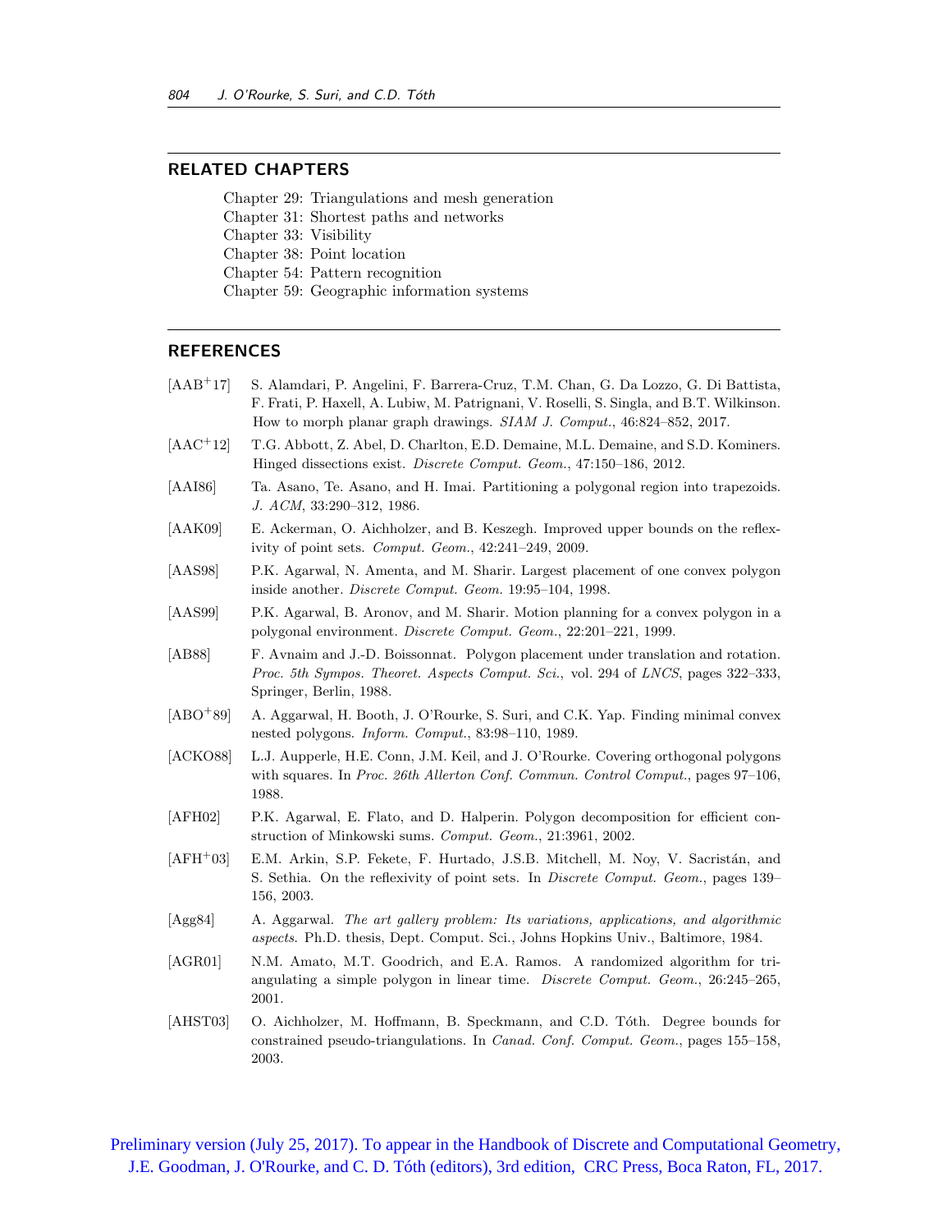## RELATED CHAPTERS

Chapter 29: Triangulations and mesh generation
Chapter 31: Shortest paths and networks
Chapter 33: Visibility
Chapter 38: Point location
Chapter 54: Pattern recognition
Chapter 59: Geographic information systems

## REFERENCES

[AAB+17] S. Alamdari, P. Angelini, F. Barrera-Cruz, T.M. Chan, G. Da Lozzo, G. Di Battista, F. Frati, P. Haxell, A. Lubiw, M. Patrignani, V. Roselli, S. Singla, and B.T. Wilkinson. How to morph planar graph drawings. *SIAM J. Comput.*, 46:824–852, 2017.

[AAC+12] T.G. Abbott, Z. Abel, D. Charlton, E.D. Demaine, M.L. Demaine, and S.D. Kominers. Hinged dissections exist. *Discrete Comput. Geom.*, 47:150–186, 2012.

[AAI86] Ta. Asano, Te. Asano, and H. Imai. Partitioning a polygonal region into trapezoids. *J. ACM*, 33:290–312, 1986.

[AAK09] E. Ackerman, O. Aichholzer, and B. Keszegh. Improved upper bounds on the reflexivity of point sets. *Comput. Geom.*, 42:241–249, 2009.

[AAS98] P.K. Agarwal, N. Amenta, and M. Sharir. Largest placement of one convex polygon inside another. *Discrete Comput. Geom.* 19:95–104, 1998.

[AAS99] P.K. Agarwal, B. Aronov, and M. Sharir. Motion planning for a convex polygon in a polygonal environment. *Discrete Comput. Geom.*, 22:201–221, 1999.

[AB88] F. Avnaim and J.-D. Boissonnat. Polygon placement under translation and rotation. *Proc. 5th Sympos. Theoret. Aspects Comput. Sci.*, vol. 294 of *LNCS*, pages 322–333, Springer, Berlin, 1988.

[ABO+89] A. Aggarwal, H. Booth, J. O'Rourke, S. Suri, and C.K. Yap. Finding minimal convex nested polygons. *Inform. Comput.*, 83:98–110, 1989.

[ACKO88] L.J. Aupperle, H.E. Conn, J.M. Keil, and J. O'Rourke. Covering orthogonal polygons with squares. In *Proc. 26th Allerton Conf. Commun. Control Comput.*, pages 97–106, 1988.

[AFH02] P.K. Agarwal, E. Flato, and D. Halperin. Polygon decomposition for efficient construction of Minkowski sums. *Comput. Geom.*, 21:3961, 2002.

[AFH+03] E.M. Arkin, S.P. Fekete, F. Hurtado, J.S.B. Mitchell, M. Noy, V. Sacristán, and S. Sethia. On the reflexivity of point sets. In *Discrete Comput. Geom.*, pages 139–156, 2003.

[Agg84] A. Aggarwal. *The art gallery problem: Its variations, applications, and algorithmic aspects*. Ph.D. thesis, Dept. Comput. Sci., Johns Hopkins Univ., Baltimore, 1984.

[AGR01] N.M. Amato, M.T. Goodrich, and E.A. Ramos. A randomized algorithm for triangulating a simple polygon in linear time. *Discrete Comput. Geom.*, 26:245–265, 2001.

[AHST03] O. Aichholzer, M. Hoffmann, B. Speckmann, and C.D. Tóth. Degree bounds for constrained pseudo-triangulations. In *Canad. Conf. Comput. Geom.*, pages 155–158, 2003.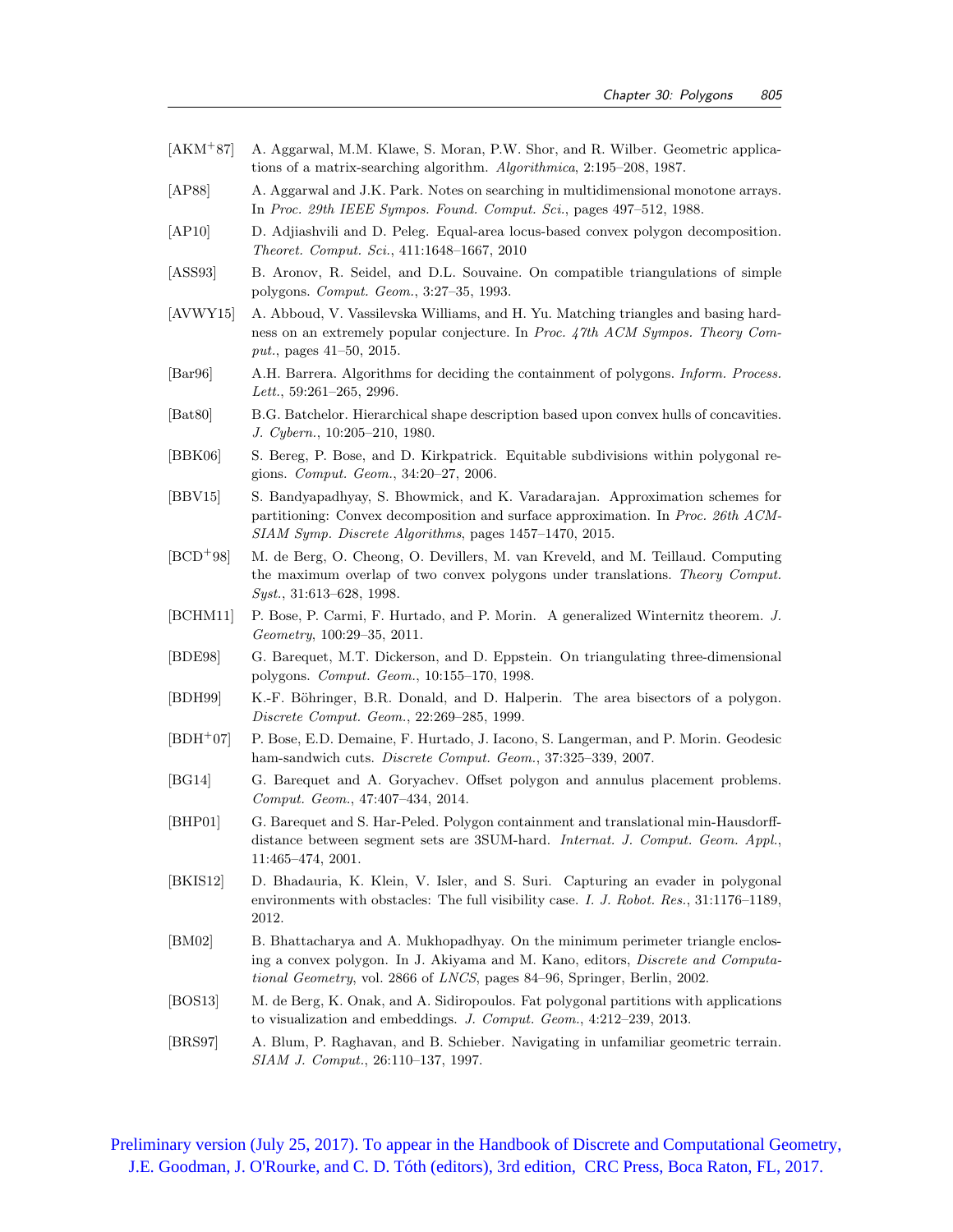[AKM+87] A. Aggarwal, M.M. Klawe, S. Moran, P.W. Shor, and R. Wilber. Geometric applications of a matrix-searching algorithm. *Algorithmica*, 2:195–208, 1987.

[AP88] A. Aggarwal and J.K. Park. Notes on searching in multidimensional monotone arrays. In *Proc. 29th IEEE Sympos. Found. Comput. Sci.*, pages 497–512, 1988.

[AP10] D. Adjiashvili and D. Peleg. Equal-area locus-based convex polygon decomposition. *Theoret. Comput. Sci.*, 411:1648–1667, 2010

[ASS93] B. Aronov, R. Seidel, and D.L. Souvaine. On compatible triangulations of simple polygons. *Comput. Geom.*, 3:27–35, 1993.

[AVWY15] A. Abboud, V. Vassilevska Williams, and H. Yu. Matching triangles and basing hardness on an extremely popular conjecture. In *Proc. 47th ACM Sympos. Theory Comput.*, pages 41–50, 2015.

[Bar96] A.H. Barrera. Algorithms for deciding the containment of polygons. *Inform. Process. Lett.*, 59:261–265, 2996.

[Bat80] B.G. Batchelor. Hierarchical shape description based upon convex hulls of concavities. *J. Cybern.*, 10:205–210, 1980.

[BBK06] S. Bereg, P. Bose, and D. Kirkpatrick. Equitable subdivisions within polygonal regions. *Comput. Geom.*, 34:20–27, 2006.

[BBV15] S. Bandyapadhyay, S. Bhowmick, and K. Varadarajan. Approximation schemes for partitioning: Convex decomposition and surface approximation. In *Proc. 26th ACM-SIAM Symp. Discrete Algorithms*, pages 1457–1470, 2015.

[BCD+98] M. de Berg, O. Cheong, O. Devillers, M. van Kreveld, and M. Teillaud. Computing the maximum overlap of two convex polygons under translations. *Theory Comput. Syst.*, 31:613–628, 1998.

[BCHM11] P. Bose, P. Carmi, F. Hurtado, and P. Morin. A generalized Winternitz theorem. *J. Geometry*, 100:29–35, 2011.

[BDE98] G. Barequet, M.T. Dickerson, and D. Eppstein. On triangulating three-dimensional polygons. *Comput. Geom.*, 10:155–170, 1998.

[BDH99] K.-F. Böhringer, B.R. Donald, and D. Halperin. The area bisectors of a polygon. *Discrete Comput. Geom.*, 22:269–285, 1999.

[BDH+07] P. Bose, E.D. Demaine, F. Hurtado, J. Iacono, S. Langerman, and P. Morin. Geodesic ham-sandwich cuts. *Discrete Comput. Geom.*, 37:325–339, 2007.

[BG14] G. Barequet and A. Goryachev. Offset polygon and annulus placement problems. *Comput. Geom.*, 47:407–434, 2014.

[BHP01] G. Barequet and S. Har-Peled. Polygon containment and translational min-Hausdorff-distance between segment sets are 3SUM-hard. *Internat. J. Comput. Geom. Appl.*, 11:465–474, 2001.

[BKIS12] D. Bhadauria, K. Klein, V. Isler, and S. Suri. Capturing an evader in polygonal environments with obstacles: The full visibility case. *I. J. Robot. Res.*, 31:1176–1189, 2012.

[BM02] B. Bhattacharya and A. Mukhopadhyay. On the minimum perimeter triangle enclosing a convex polygon. In J. Akiyama and M. Kano, editors, *Discrete and Computational Geometry*, vol. 2866 of *LNCS*, pages 84–96, Springer, Berlin, 2002.

[BOS13] M. de Berg, K. Onak, and A. Sidiropoulos. Fat polygonal partitions with applications to visualization and embeddings. *J. Comput. Geom.*, 4:212–239, 2013.

[BRS97] A. Blum, P. Raghavan, and B. Schieber. Navigating in unfamiliar geometric terrain. *SIAM J. Comput.*, 26:110–137, 1997.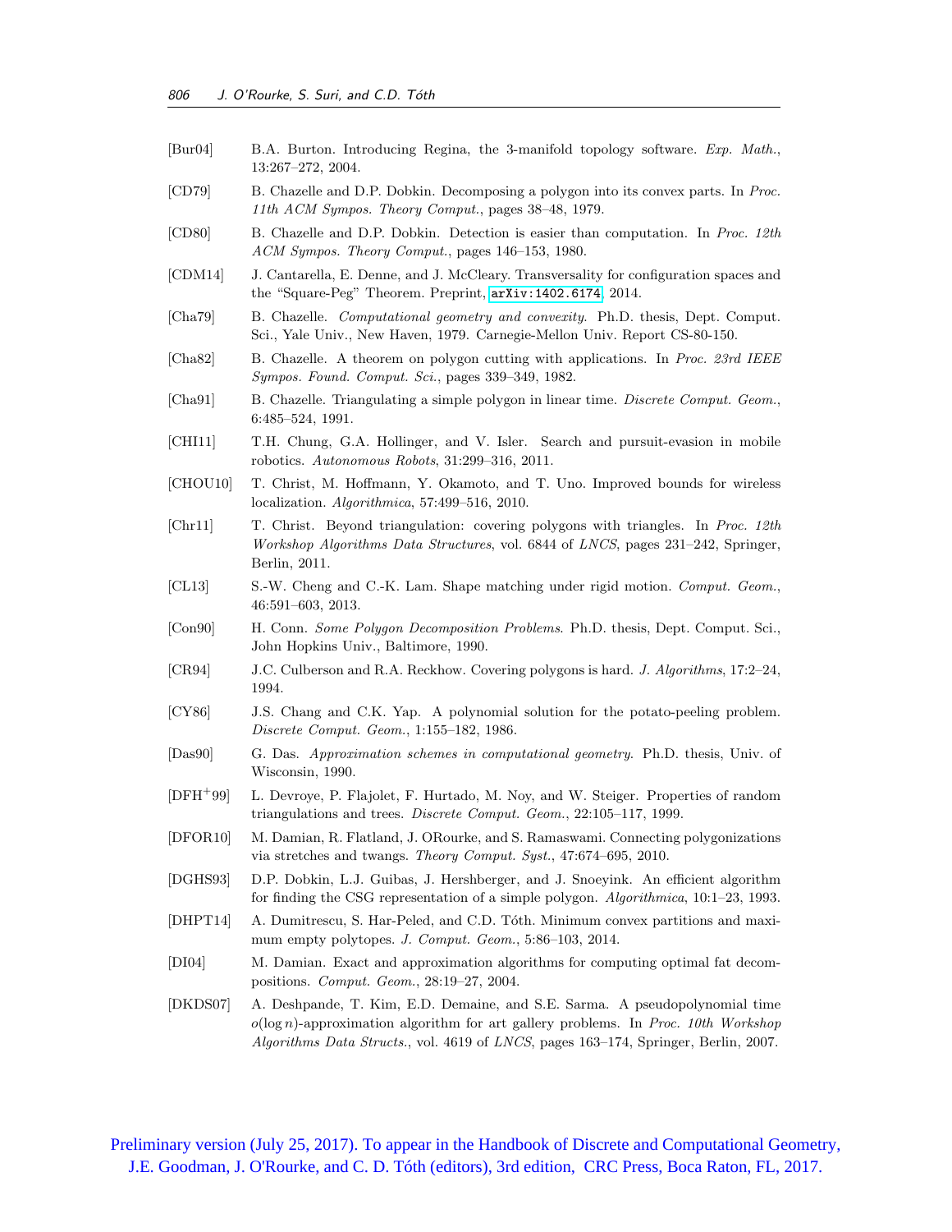[Bur04] B.A. Burton. Introducing Regina, the 3-manifold topology software. *Exp. Math.*, 13:267–272, 2004.

[CD79] B. Chazelle and D.P. Dobkin. Decomposing a polygon into its convex parts. In *Proc. 11th ACM Sympos. Theory Comput.*, pages 38–48, 1979.

[CD80] B. Chazelle and D.P. Dobkin. Detection is easier than computation. In *Proc. 12th ACM Sympos. Theory Comput.*, pages 146–153, 1980.

[CDM14] J. Cantarella, E. Denne, and J. McCleary. Transversality for configuration spaces and the "Square-Peg" Theorem. Preprint, arXiv:1402.6174, 2014.

[Cha79] B. Chazelle. *Computational geometry and convexity.* Ph.D. thesis, Dept. Comput. Sci., Yale Univ., New Haven, 1979. Carnegie-Mellon Univ. Report CS-80-150.

[Cha82] B. Chazelle. A theorem on polygon cutting with applications. In *Proc. 23rd IEEE Sympos. Found. Comput. Sci.*, pages 339–349, 1982.

[Cha91] B. Chazelle. Triangulating a simple polygon in linear time. *Discrete Comput. Geom.*, 6:485–524, 1991.

[CHI11] T.H. Chung, G.A. Hollinger, and V. Isler. Search and pursuit-evasion in mobile robotics. *Autonomous Robots*, 31:299–316, 2011.

[CHOU10] T. Christ, M. Hoffmann, Y. Okamoto, and T. Uno. Improved bounds for wireless localization. *Algorithmica*, 57:499–516, 2010.

[Chr11] T. Christ. Beyond triangulation: covering polygons with triangles. In *Proc. 12th Workshop Algorithms Data Structures*, vol. 6844 of *LNCS*, pages 231–242, Springer, Berlin, 2011.

[CL13] S.-W. Cheng and C.-K. Lam. Shape matching under rigid motion. *Comput. Geom.*, 46:591–603, 2013.

[Con90] H. Conn. *Some Polygon Decomposition Problems*. Ph.D. thesis, Dept. Comput. Sci., John Hopkins Univ., Baltimore, 1990.

[CR94] J.C. Culberson and R.A. Reckhow. Covering polygons is hard. *J. Algorithms*, 17:2–24, 1994.

[CY86] J.S. Chang and C.K. Yap. A polynomial solution for the potato-peeling problem. *Discrete Comput. Geom.*, 1:155–182, 1986.

[Das90] G. Das. *Approximation schemes in computational geometry*. Ph.D. thesis, Univ. of Wisconsin, 1990.

[DFH+99] L. Devroye, P. Flajolet, F. Hurtado, M. Noy, and W. Steiger. Properties of random triangulations and trees. *Discrete Comput. Geom.*, 22:105–117, 1999.

[DFOR10] M. Damian, R. Flatland, J. ORourke, and S. Ramaswami. Connecting polygonizations via stretches and twangs. *Theory Comput. Syst.*, 47:674–695, 2010.

[DGHS93] D.P. Dobkin, L.J. Guibas, J. Hershberger, and J. Snoeyink. An efficient algorithm for finding the CSG representation of a simple polygon. *Algorithmica*, 10:1–23, 1993.

[DHPT14] A. Dumitrescu, S. Har-Peled, and C.D. Tóth. Minimum convex partitions and maximum empty polytopes. *J. Comput. Geom.*, 5:86–103, 2014.

[DI04] M. Damian. Exact and approximation algorithms for computing optimal fat decompositions. *Comput. Geom.*, 28:19–27, 2004.

[DKDS07] A. Deshpande, T. Kim, E.D. Demaine, and S.E. Sarma. A pseudopolynomial time $o(\log n)$-approximation algorithm for art gallery problems. In *Proc. 10th Workshop Algorithms Data Structs.*, vol. 4619 of *LNCS*, pages 163–174, Springer, Berlin, 2007.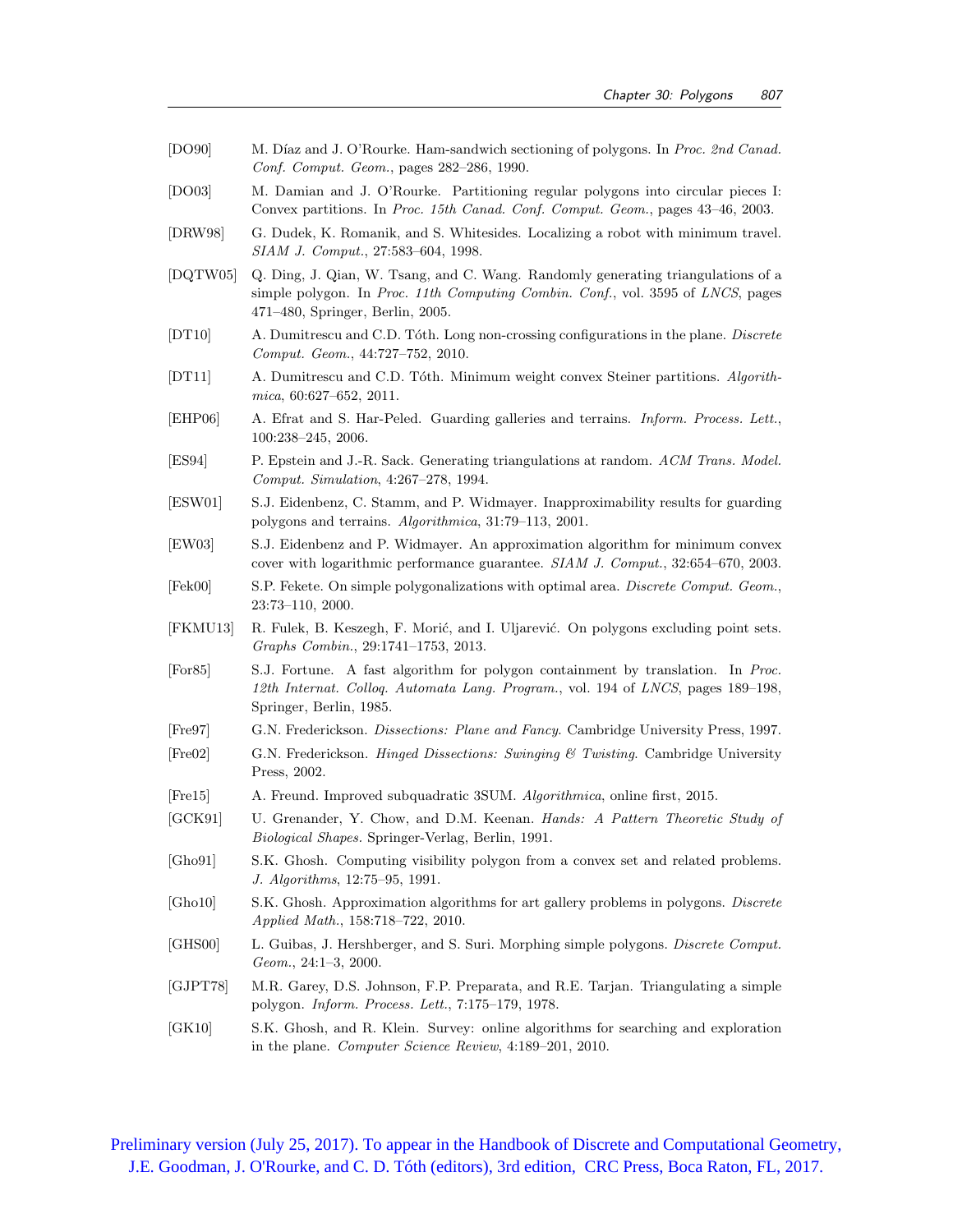[DO90] M. Díaz and J. O'Rourke. Ham-sandwich sectioning of polygons. In *Proc. 2nd Canad. Conf. Comput. Geom.*, pages 282–286, 1990.

[DO03] M. Damian and J. O'Rourke. Partitioning regular polygons into circular pieces I: Convex partitions. In *Proc. 15th Canad. Conf. Comput. Geom.*, pages 43–46, 2003.

[DRW98] G. Dudek, K. Romanik, and S. Whitesides. Localizing a robot with minimum travel. *SIAM J. Comput.*, 27:583–604, 1998.

[DQTW05] Q. Ding, J. Qian, W. Tsang, and C. Wang. Randomly generating triangulations of a simple polygon. In *Proc. 11th Computing Combin. Conf.*, vol. 3595 of *LNCS*, pages 471–480, Springer, Berlin, 2005.

[DT10] A. Dumitrescu and C.D. Tóth. Long non-crossing configurations in the plane. *Discrete Comput. Geom.*, 44:727–752, 2010.

[DT11] A. Dumitrescu and C.D. Tóth. Minimum weight convex Steiner partitions. *Algorithmica*, 60:627–652, 2011.

[EHP06] A. Efrat and S. Har-Peled. Guarding galleries and terrains. *Inform. Process. Lett.*, 100:238–245, 2006.

[ES94] P. Epstein and J.-R. Sack. Generating triangulations at random. *ACM Trans. Model. Comput. Simulation*, 4:267–278, 1994.

[ESW01] S.J. Eidenbenz, C. Stamm, and P. Widmayer. Inapproximability results for guarding polygons and terrains. *Algorithmica*, 31:79–113, 2001.

[EW03] S.J. Eidenbenz and P. Widmayer. An approximation algorithm for minimum convex cover with logarithmic performance guarantee. *SIAM J. Comput.*, 32:654–670, 2003.

[Fek00] S.P. Fekete. On simple polygonalizations with optimal area. *Discrete Comput. Geom.*, 23:73–110, 2000.

[FKMU13] R. Fulek, B. Keszegh, F. Morić, and I. Uljarević. On polygons excluding point sets. *Graphs Combin.*, 29:1741–1753, 2013.

[For85] S.J. Fortune. A fast algorithm for polygon containment by translation. In *Proc. 12th Internat. Colloq. Automata Lang. Program.*, vol. 194 of *LNCS*, pages 189–198, Springer, Berlin, 1985.

[Fre97] G.N. Frederickson. *Dissections: Plane and Fancy.* Cambridge University Press, 1997.

[Fre02] G.N. Frederickson. *Hinged Dissections: Swinging & Twisting.* Cambridge University Press, 2002.

[Fre15] A. Freund. Improved subquadratic 3SUM. *Algorithmica*, online first, 2015.

[GCK91] U. Grenander, Y. Chow, and D.M. Keenan. *Hands: A Pattern Theoretic Study of Biological Shapes.* Springer-Verlag, Berlin, 1991.

[Gho91] S.K. Ghosh. Computing visibility polygon from a convex set and related problems. *J. Algorithms*, 12:75–95, 1991.

[Gho10] S.K. Ghosh. Approximation algorithms for art gallery problems in polygons. *Discrete Applied Math.*, 158:718–722, 2010.

[GHS00] L. Guibas, J. Hershberger, and S. Suri. Morphing simple polygons. *Discrete Comput. Geom.*, 24:1–3, 2000.

[GJPT78] M.R. Garey, D.S. Johnson, F.P. Preparata, and R.E. Tarjan. Triangulating a simple polygon. *Inform. Process. Lett.*, 7:175–179, 1978.

[GK10] S.K. Ghosh, and R. Klein. Survey: online algorithms for searching and exploration in the plane. *Computer Science Review*, 4:189–201, 2010.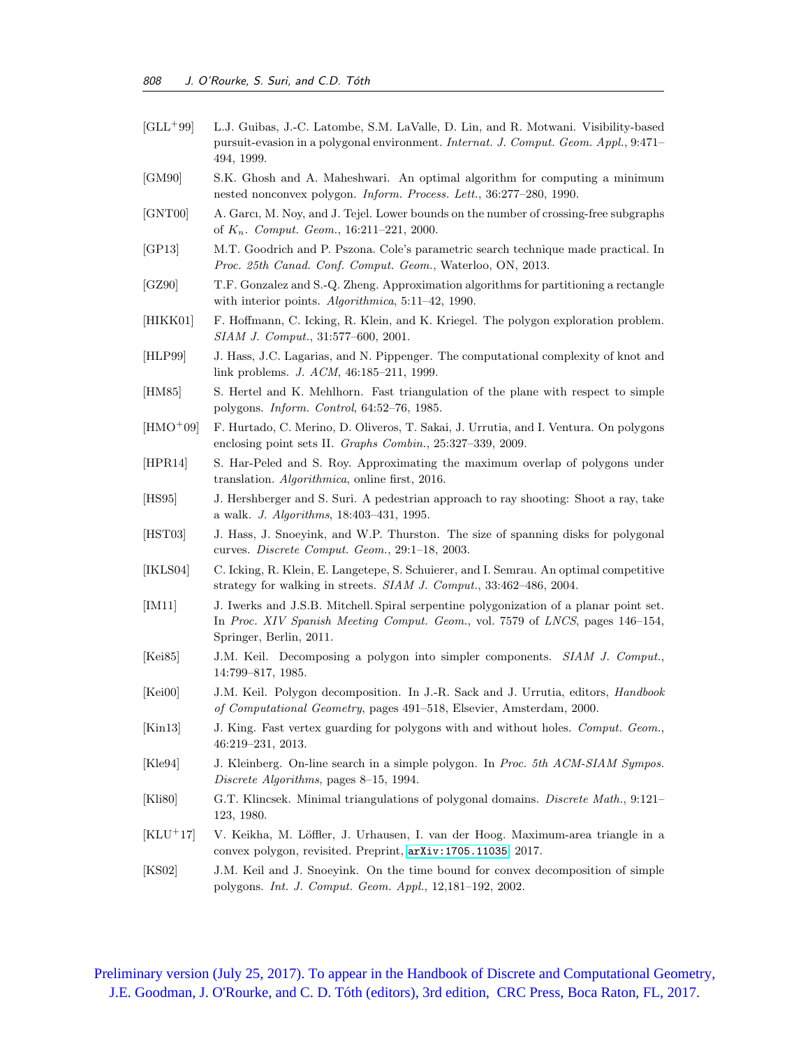[GLL+99] L.J. Guibas, J.-C. Latombe, S.M. LaValle, D. Lin, and R. Motwani. Visibility-based pursuit-evasion in a polygonal environment. *Internat. J. Comput. Geom. Appl.*, 9:471–494, 1999.

[GM90] S.K. Ghosh and A. Maheshwari. An optimal algorithm for computing a minimum nested nonconvex polygon. *Inform. Process. Lett.*, 36:277–280, 1990.

[GNT00] A. Garcı, M. Noy, and J. Tejel. Lower bounds on the number of crossing-free subgraphs of $K_n$. *Comput. Geom.*, 16:211–221, 2000.

[GP13] M.T. Goodrich and P. Pszona. Cole's parametric search technique made practical. In *Proc. 25th Canad. Conf. Comput. Geom.*, Waterloo, ON, 2013.

[GZ90] T.F. Gonzalez and S.-Q. Zheng. Approximation algorithms for partitioning a rectangle with interior points. *Algorithmica*, 5:11–42, 1990.

[HIKK01] F. Hoffmann, C. Icking, R. Klein, and K. Kriegel. The polygon exploration problem. *SIAM J. Comput.*, 31:577–600, 2001.

[HLP99] J. Hass, J.C. Lagarias, and N. Pippenger. The computational complexity of knot and link problems. *J. ACM*, 46:185–211, 1999.

[HM85] S. Hertel and K. Mehlhorn. Fast triangulation of the plane with respect to simple polygons. *Inform. Control*, 64:52–76, 1985.

[HMO+09] F. Hurtado, C. Merino, D. Oliveros, T. Sakai, J. Urrutia, and I. Ventura. On polygons enclosing point sets II. *Graphs Combin.*, 25:327–339, 2009.

[HPR14] S. Har-Peled and S. Roy. Approximating the maximum overlap of polygons under translation. *Algorithmica*, online first, 2016.

[HS95] J. Hershberger and S. Suri. A pedestrian approach to ray shooting: Shoot a ray, take a walk. *J. Algorithms*, 18:403–431, 1995.

[HST03] J. Hass, J. Snoeyink, and W.P. Thurston. The size of spanning disks for polygonal curves. *Discrete Comput. Geom.*, 29:1–18, 2003.

[IKLS04] C. Icking, R. Klein, E. Langetepe, S. Schuierer, and I. Semrau. An optimal competitive strategy for walking in streets. *SIAM J. Comput.*, 33:462–486, 2004.

[IM11] J. Iwerks and J.S.B. Mitchell. Spiral serpentine polygonization of a planar point set. In *Proc. XIV Spanish Meeting Comput. Geom.*, vol. 7579 of *LNCS*, pages 146–154, Springer, Berlin, 2011.

[Kei85] J.M. Keil. Decomposing a polygon into simpler components. *SIAM J. Comput.*, 14:799–817, 1985.

[Kei00] J.M. Keil. Polygon decomposition. In J.-R. Sack and J. Urrutia, editors, *Handbook of Computational Geometry*, pages 491–518, Elsevier, Amsterdam, 2000.

[Kin13] J. King. Fast vertex guarding for polygons with and without holes. *Comput. Geom.*, 46:219–231, 2013.

[Kle94] J. Kleinberg. On-line search in a simple polygon. In *Proc. 5th ACM-SIAM Sympos. Discrete Algorithms*, pages 8–15, 1994.

[Kli80] G.T. Klincsek. Minimal triangulations of polygonal domains. *Discrete Math.*, 9:121–123, 1980.

[KLU+17] V. Keikha, M. Löffler, J. Urhausen, I. van der Hoog. Maximum-area triangle in a convex polygon, revisited. Preprint, `arXiv:1705.11035`, 2017.

[KS02] J.M. Keil and J. Snoeyink. On the time bound for convex decomposition of simple polygons. *Int. J. Comput. Geom. Appl.*, 12,181–192, 2002.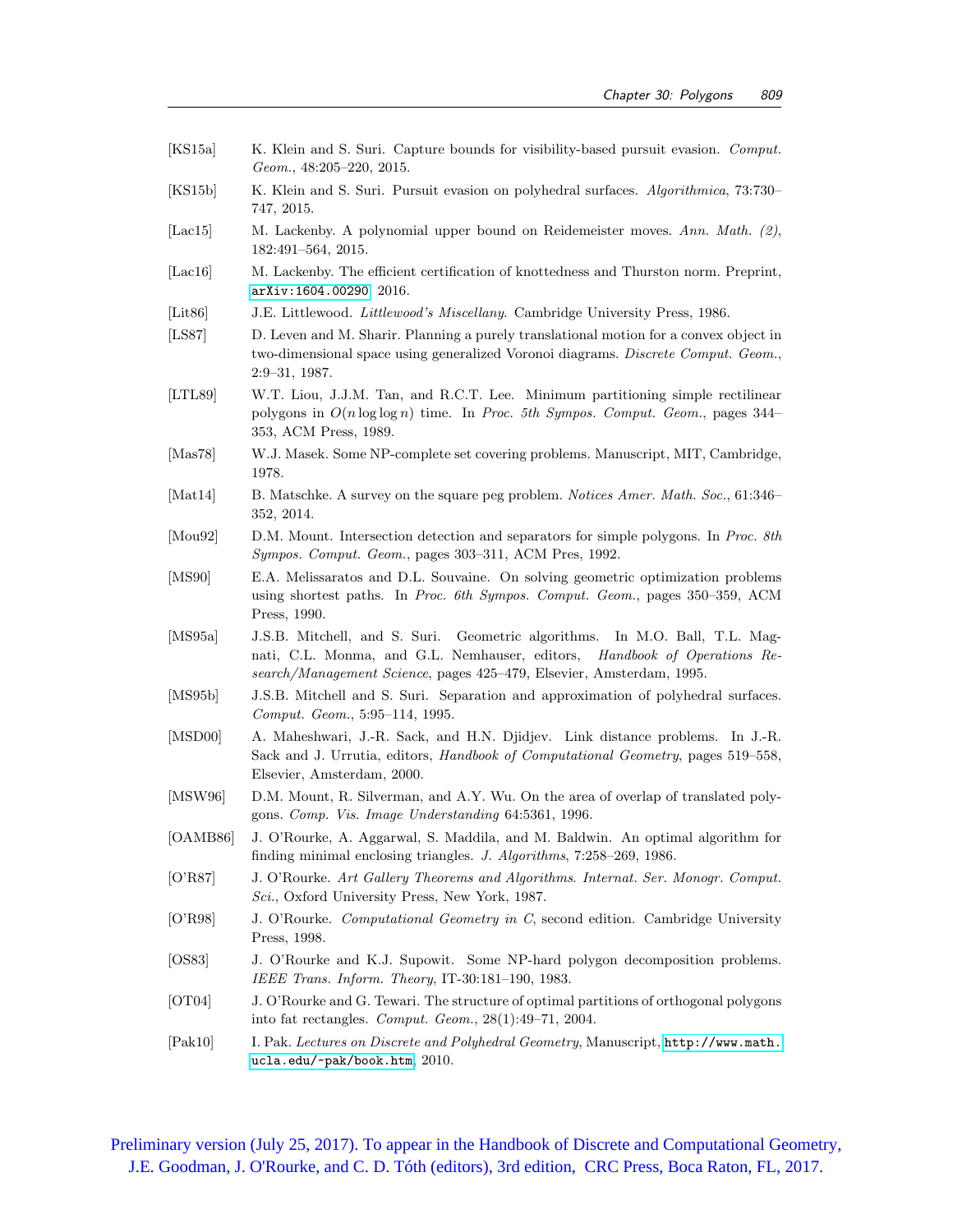[KS15a] K. Klein and S. Suri. Capture bounds for visibility-based pursuit evasion. *Comput. Geom.*, 48:205–220, 2015.

[KS15b] K. Klein and S. Suri. Pursuit evasion on polyhedral surfaces. *Algorithmica*, 73:730–747, 2015.

[Lac15] M. Lackenby. A polynomial upper bound on Reidemeister moves. *Ann. Math. (2)*, 182:491–564, 2015.

[Lac16] M. Lackenby. The efficient certification of knottedness and Thurston norm. Preprint, `arXiv:1604.00290`, 2016.

[Lit86] J.E. Littlewood. *Littlewood's Miscellany*. Cambridge University Press, 1986.

[LS87] D. Leven and M. Sharir. Planning a purely translational motion for a convex object in two-dimensional space using generalized Voronoi diagrams. *Discrete Comput. Geom.*, 2:9–31, 1987.

[LTL89] W.T. Liou, J.J.M. Tan, and R.C.T. Lee. Minimum partitioning simple rectilinear polygons in $O(n \log \log n)$ time. In *Proc. 5th Sympos. Comput. Geom.*, pages 344–353, ACM Press, 1989.

[Mas78] W.J. Masek. Some NP-complete set covering problems. Manuscript, MIT, Cambridge, 1978.

[Mat14] B. Matschke. A survey on the square peg problem. *Notices Amer. Math. Soc.*, 61:346–352, 2014.

[Mou92] D.M. Mount. Intersection detection and separators for simple polygons. In *Proc. 8th Sympos. Comput. Geom.*, pages 303–311, ACM Pres, 1992.

[MS90] E.A. Melissaratos and D.L. Souvaine. On solving geometric optimization problems using shortest paths. In *Proc. 6th Sympos. Comput. Geom.*, pages 350–359, ACM Press, 1990.

[MS95a] J.S.B. Mitchell, and S. Suri. Geometric algorithms. In M.O. Ball, T.L. Magnati, C.L. Monma, and G.L. Nemhauser, editors, *Handbook of Operations Research/Management Science*, pages 425–479, Elsevier, Amsterdam, 1995.

[MS95b] J.S.B. Mitchell and S. Suri. Separation and approximation of polyhedral surfaces. *Comput. Geom.*, 5:95–114, 1995.

[MSD00] A. Maheshwari, J.-R. Sack, and H.N. Djidjev. Link distance problems. In J.-R. Sack and J. Urrutia, editors, *Handbook of Computational Geometry*, pages 519–558, Elsevier, Amsterdam, 2000.

[MSW96] D.M. Mount, R. Silverman, and A.Y. Wu. On the area of overlap of translated polygons. *Comp. Vis. Image Understanding* 64:5361, 1996.

[OAMB86] J. O'Rourke, A. Aggarwal, S. Maddila, and M. Baldwin. An optimal algorithm for finding minimal enclosing triangles. *J. Algorithms*, 7:258–269, 1986.

[O'R87] J. O'Rourke. *Art Gallery Theorems and Algorithms*. *Internat. Ser. Monogr. Comput. Sci.*, Oxford University Press, New York, 1987.

[O'R98] J. O'Rourke. *Computational Geometry in C*, second edition. Cambridge University Press, 1998.

[OS83] J. O'Rourke and K.J. Supowit. Some NP-hard polygon decomposition problems. *IEEE Trans. Inform. Theory*, IT-30:181–190, 1983.

[OT04] J. O'Rourke and G. Tewari. The structure of optimal partitions of orthogonal polygons into fat rectangles. *Comput. Geom.*, 28(1):49–71, 2004.

[Pak10] I. Pak. *Lectures on Discrete and Polyhedral Geometry*, Manuscript, `http://www.math.ucla.edu/~pak/book.htm`, 2010.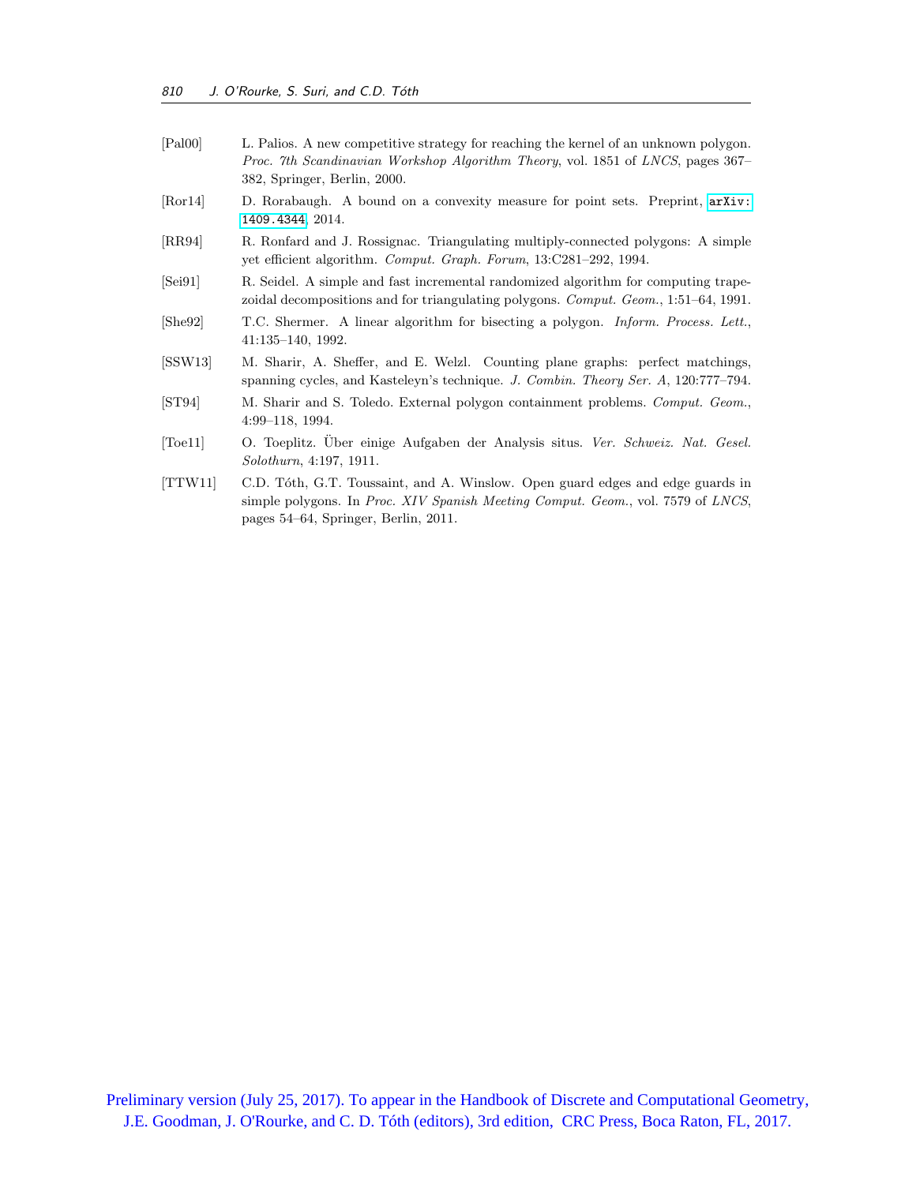[Pal00] L. Palios. A new competitive strategy for reaching the kernel of an unknown polygon. *Proc. 7th Scandinavian Workshop Algorithm Theory*, vol. 1851 of *LNCS*, pages 367–382, Springer, Berlin, 2000.

[Ror14] D. Rorabaugh. A bound on a convexity measure for point sets. Preprint, arXiv:1409.4344, 2014.

[RR94] R. Ronfard and J. Rossignac. Triangulating multiply-connected polygons: A simple yet efficient algorithm. *Comput. Graph. Forum*, 13:C281–292, 1994.

[Sei91] R. Seidel. A simple and fast incremental randomized algorithm for computing trapezoidal decompositions and for triangulating polygons. *Comput. Geom.*, 1:51–64, 1991.

[She92] T.C. Shermer. A linear algorithm for bisecting a polygon. *Inform. Process. Lett.*, 41:135–140, 1992.

[SSW13] M. Sharir, A. Sheffer, and E. Welzl. Counting plane graphs: perfect matchings, spanning cycles, and Kasteleyn's technique. *J. Combin. Theory Ser. A*, 120:777–794.

[ST94] M. Sharir and S. Toledo. External polygon containment problems. *Comput. Geom.*, 4:99–118, 1994.

[Toe11] O. Toeplitz. Über einige Aufgaben der Analysis situs. *Ver. Schweiz. Nat. Gesel. Solothurn*, 4:197, 1911.

[TTW11] C.D. Tóth, G.T. Toussaint, and A. Winslow. Open guard edges and edge guards in simple polygons. In *Proc. XIV Spanish Meeting Comput. Geom.*, vol. 7579 of *LNCS*, pages 54–64, Springer, Berlin, 2011.

Preliminary version (July 25, 2017). To appear in the Handbook of Discrete and Computational Geometry, J.E. Goodman, J. O'Rourke, and C. D. Tóth (editors), 3rd edition, CRC Press, Boca Raton, FL, 2017.